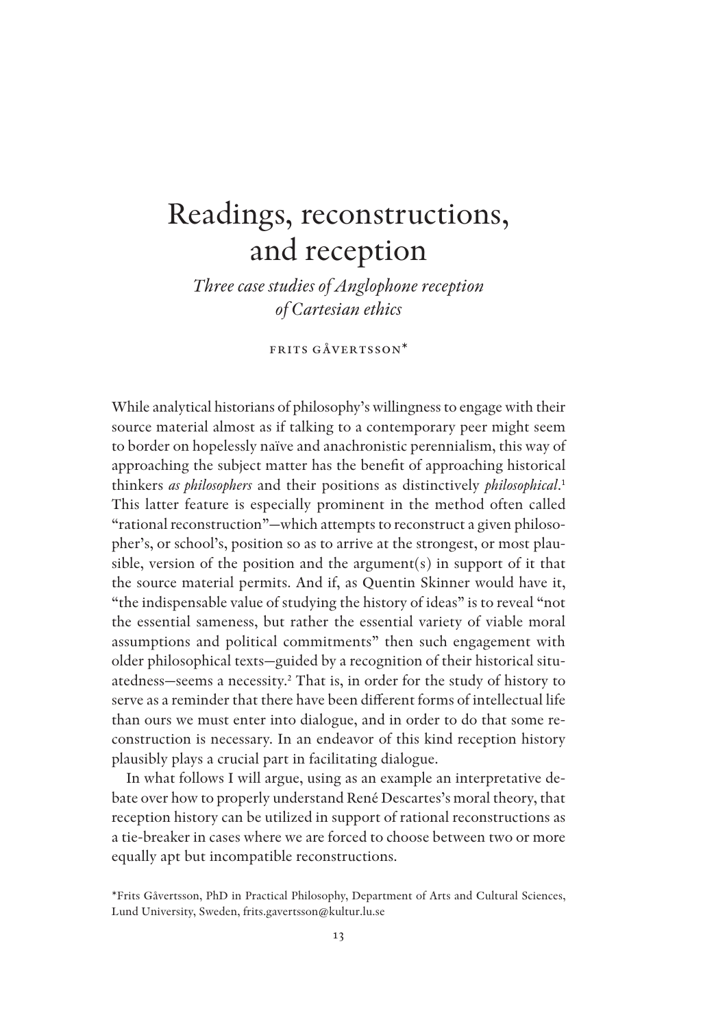# Readings, reconstructions, and reception

*Three case studies of Anglophone reception of Cartesian ethics*

FRITS GÅVERTSSON*

While analytical historians of philosophy's willingness to engage with their source material almost as if talking to a contemporary peer might seem to border on hopelessly naïve and anachronistic perennialism, this way of approaching the subject matter has the benefit of approaching historical thinkers *as philosophers* and their positions as distinctively *philosophical*.[1] This latter feature is especially prominent in the method often called "rational reconstruction"—which attempts to reconstruct a given philosopher's, or school's, position so as to arrive at the strongest, or most plausible, version of the position and the argument(s) in support of it that the source material permits. And if, as Quentin Skinner would have it, "the indispensable value of studying the history of ideas" is to reveal "not the essential sameness, but rather the essential variety of viable moral assumptions and political commitments" then such engagement with older philosophical texts—guided by a recognition of their historical situatedness—seems a necessity.[2] That is, in order for the study of history to serve as a reminder that there have been different forms of intellectual life than ours we must enter into dialogue, and in order to do that some reconstruction is necessary. In an endeavor of this kind reception history plausibly plays a crucial part in facilitating dialogue.

In what follows I will argue, using as an example an interpretative debate over how to properly understand René Descartes's moral theory, that reception history can be utilized in support of rational reconstructions as a tie-breaker in cases where we are forced to choose between two or more equally apt but incompatible reconstructions.

*Frits Gåvertsson, PhD in Practical Philosophy, Department of Arts and Cultural Sciences, Lund University, Sweden, frits.gavertsson@kultur.lu.se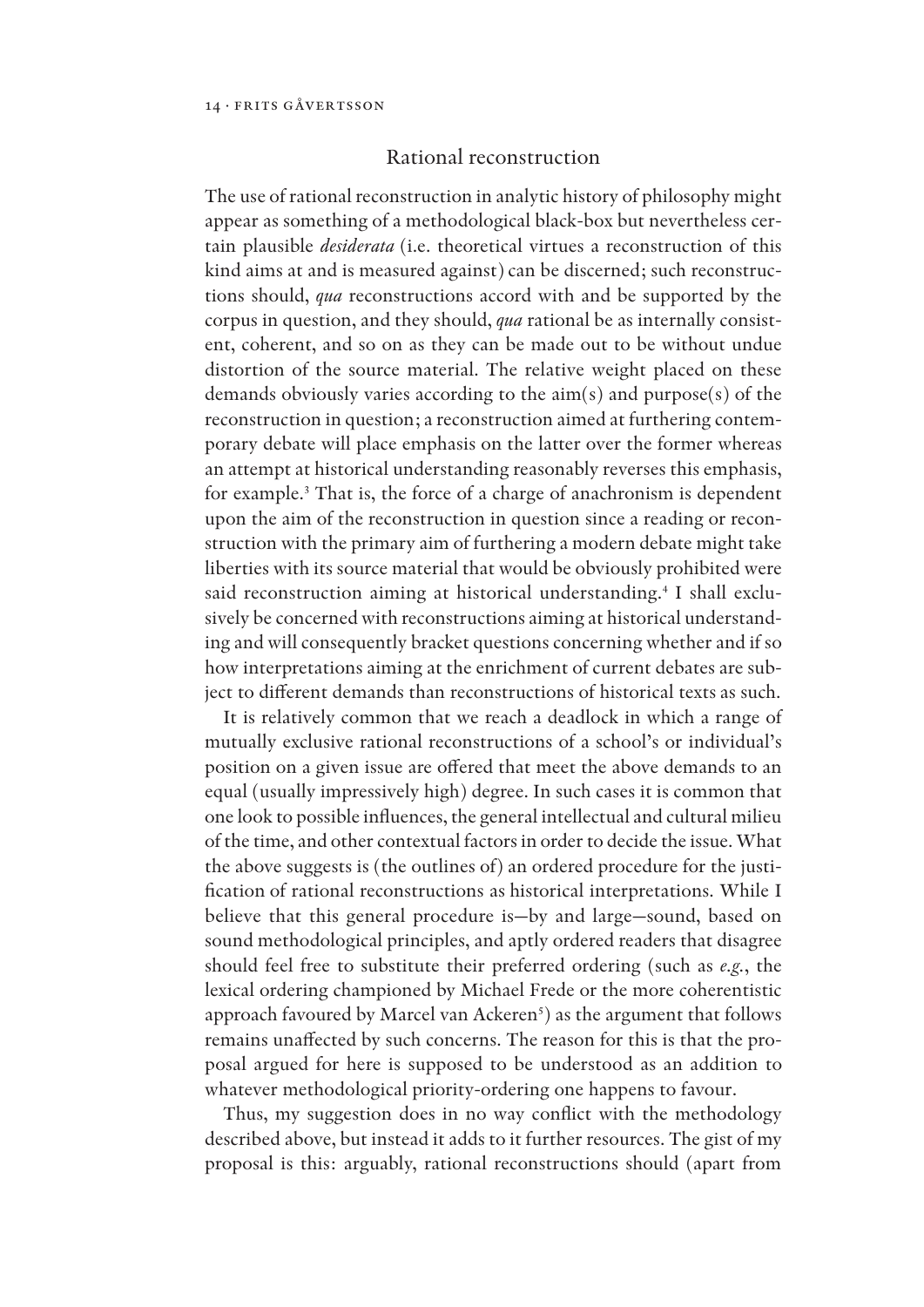## Rational reconstruction

The use of rational reconstruction in analytic history of philosophy might appear as something of a methodological black-box but nevertheless certain plausible *desiderata* (i.e. theoretical virtues a reconstruction of this kind aims at and is measured against) can be discerned; such reconstructions should, *qua* reconstructions accord with and be supported by the corpus in question, and they should, *qua* rational be as internally consistent, coherent, and so on as they can be made out to be without undue distortion of the source material. The relative weight placed on these demands obviously varies according to the aim(s) and purpose(s) of the reconstruction in question; a reconstruction aimed at furthering contemporary debate will place emphasis on the latter over the former whereas an attempt at historical understanding reasonably reverses this emphasis, for example.[3] That is, the force of a charge of anachronism is dependent upon the aim of the reconstruction in question since a reading or reconstruction with the primary aim of furthering a modern debate might take liberties with its source material that would be obviously prohibited were said reconstruction aiming at historical understanding.[4] I shall exclusively be concerned with reconstructions aiming at historical understanding and will consequently bracket questions concerning whether and if so how interpretations aiming at the enrichment of current debates are subject to different demands than reconstructions of historical texts as such.

It is relatively common that we reach a deadlock in which a range of mutually exclusive rational reconstructions of a school's or individual's position on a given issue are offered that meet the above demands to an equal (usually impressively high) degree. In such cases it is common that one look to possible influences, the general intellectual and cultural milieu of the time, and other contextual factors in order to decide the issue. What the above suggests is (the outlines of) an ordered procedure for the justification of rational reconstructions as historical interpretations. While I believe that this general procedure is—by and large—sound, based on sound methodological principles, and aptly ordered readers that disagree should feel free to substitute their preferred ordering (such as *e.g.*, the lexical ordering championed by Michael Frede or the more coherentistic approach favoured by Marcel van Ackeren[5]) as the argument that follows remains unaffected by such concerns. The reason for this is that the proposal argued for here is supposed to be understood as an addition to whatever methodological priority-ordering one happens to favour.

Thus, my suggestion does in no way conflict with the methodology described above, but instead it adds to it further resources. The gist of my proposal is this: arguably, rational reconstructions should (apart from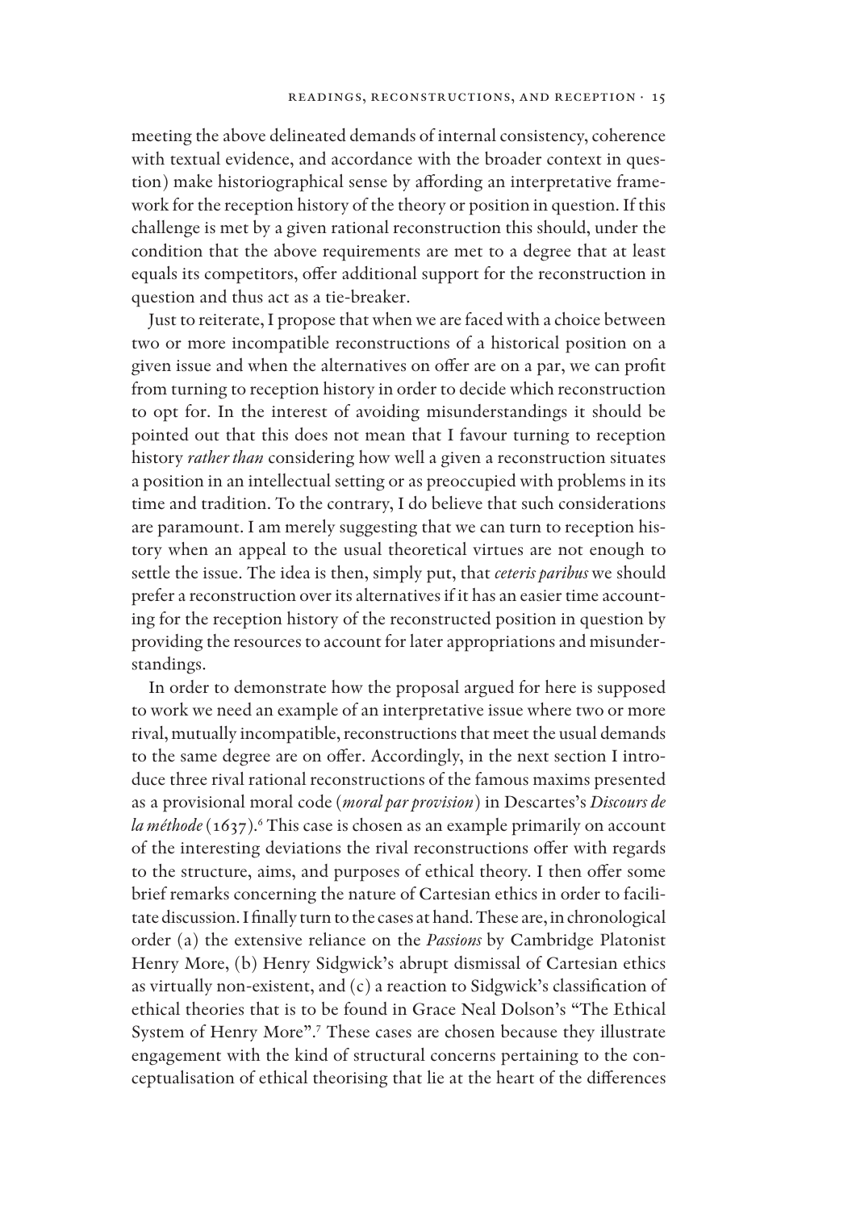meeting the above delineated demands of internal consistency, coherence with textual evidence, and accordance with the broader context in question) make historiographical sense by affording an interpretative framework for the reception history of the theory or position in question. If this challenge is met by a given rational reconstruction this should, under the condition that the above requirements are met to a degree that at least equals its competitors, offer additional support for the reconstruction in question and thus act as a tie-breaker.

Just to reiterate, I propose that when we are faced with a choice between two or more incompatible reconstructions of a historical position on a given issue and when the alternatives on offer are on a par, we can profit from turning to reception history in order to decide which reconstruction to opt for. In the interest of avoiding misunderstandings it should be pointed out that this does not mean that I favour turning to reception history *rather than* considering how well a given a reconstruction situates a position in an intellectual setting or as preoccupied with problems in its time and tradition. To the contrary, I do believe that such considerations are paramount. I am merely suggesting that we can turn to reception history when an appeal to the usual theoretical virtues are not enough to settle the issue. The idea is then, simply put, that *ceteris paribus* we should prefer a reconstruction over its alternatives if it has an easier time accounting for the reception history of the reconstructed position in question by providing the resources to account for later appropriations and misunderstandings.

In order to demonstrate how the proposal argued for here is supposed to work we need an example of an interpretative issue where two or more rival, mutually incompatible, reconstructions that meet the usual demands to the same degree are on offer. Accordingly, in the next section I introduce three rival rational reconstructions of the famous maxims presented as a provisional moral code (*moral par provision*) in Descartes's *Discours de la méthode* (1637).[6] This case is chosen as an example primarily on account of the interesting deviations the rival reconstructions offer with regards to the structure, aims, and purposes of ethical theory. I then offer some brief remarks concerning the nature of Cartesian ethics in order to facilitate discussion. I finally turn to the cases at hand. These are, in chronological order (a) the extensive reliance on the *Passions* by Cambridge Platonist Henry More, (b) Henry Sidgwick's abrupt dismissal of Cartesian ethics as virtually non-existent, and (c) a reaction to Sidgwick's classification of ethical theories that is to be found in Grace Neal Dolson's "The Ethical System of Henry More".[7] These cases are chosen because they illustrate engagement with the kind of structural concerns pertaining to the conceptualisation of ethical theorising that lie at the heart of the differences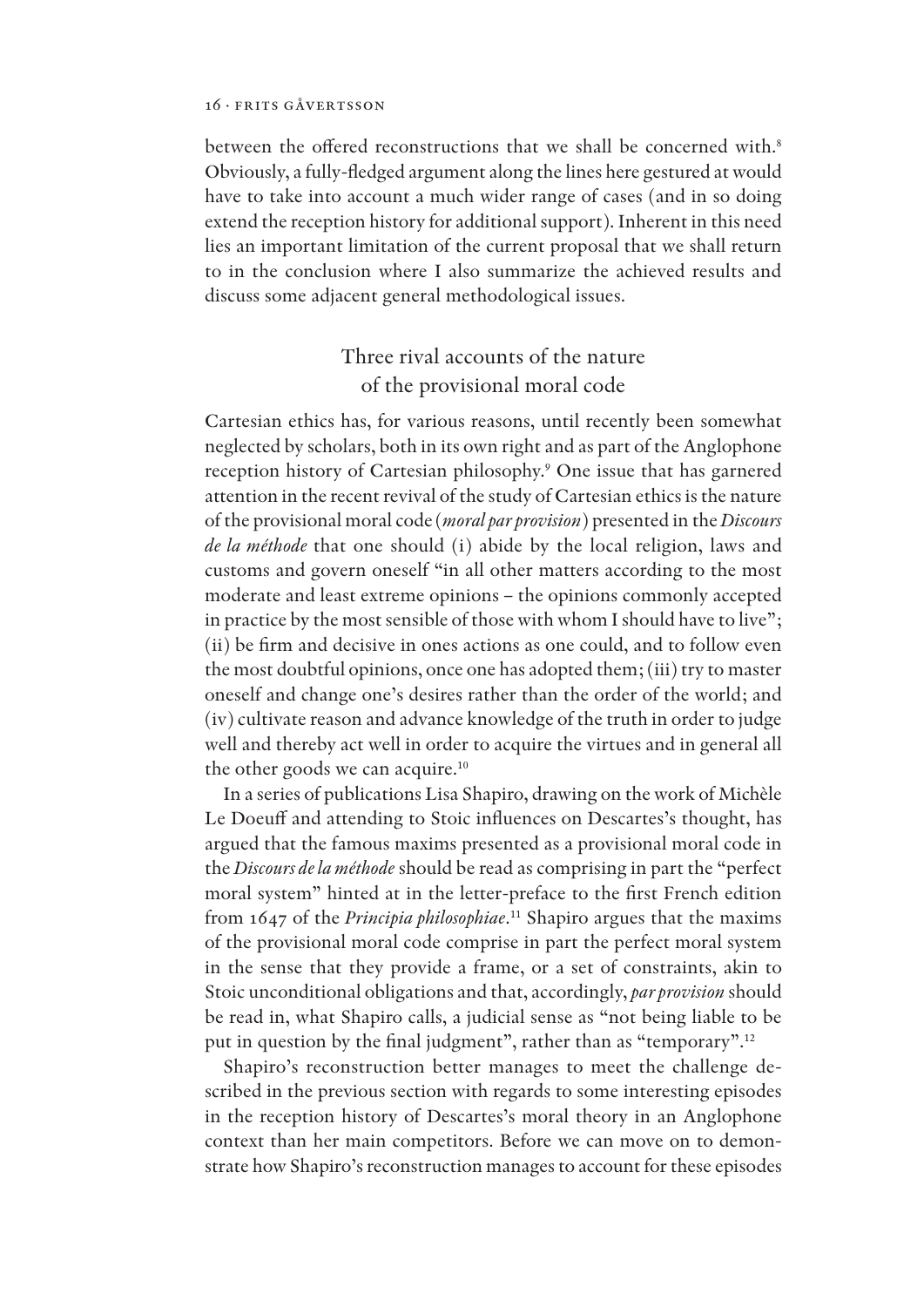between the offered reconstructions that we shall be concerned with.[8] Obviously, a fully-fledged argument along the lines here gestured at would have to take into account a much wider range of cases (and in so doing extend the reception history for additional support). Inherent in this need lies an important limitation of the current proposal that we shall return to in the conclusion where I also summarize the achieved results and discuss some adjacent general methodological issues.

## Three rival accounts of the nature of the provisional moral code

Cartesian ethics has, for various reasons, until recently been somewhat neglected by scholars, both in its own right and as part of the Anglophone reception history of Cartesian philosophy.[9] One issue that has garnered attention in the recent revival of the study of Cartesian ethics is the nature of the provisional moral code (*moral par provision*) presented in the *Discours de la méthode* that one should (i) abide by the local religion, laws and customs and govern oneself "in all other matters according to the most moderate and least extreme opinions – the opinions commonly accepted in practice by the most sensible of those with whom I should have to live"; (ii) be firm and decisive in ones actions as one could, and to follow even the most doubtful opinions, once one has adopted them; (iii) try to master oneself and change one's desires rather than the order of the world; and (iv) cultivate reason and advance knowledge of the truth in order to judge well and thereby act well in order to acquire the virtues and in general all the other goods we can acquire.[10]

In a series of publications Lisa Shapiro, drawing on the work of Michèle Le Doeuff and attending to Stoic influences on Descartes's thought, has argued that the famous maxims presented as a provisional moral code in the *Discours de la méthode* should be read as comprising in part the "perfect moral system" hinted at in the letter-preface to the first French edition from 1647 of the *Principia philosophiae*.[11] Shapiro argues that the maxims of the provisional moral code comprise in part the perfect moral system in the sense that they provide a frame, or a set of constraints, akin to Stoic unconditional obligations and that, accordingly, *par provision* should be read in, what Shapiro calls, a judicial sense as "not being liable to be put in question by the final judgment", rather than as "temporary".[12]

Shapiro's reconstruction better manages to meet the challenge described in the previous section with regards to some interesting episodes in the reception history of Descartes's moral theory in an Anglophone context than her main competitors. Before we can move on to demonstrate how Shapiro's reconstruction manages to account for these episodes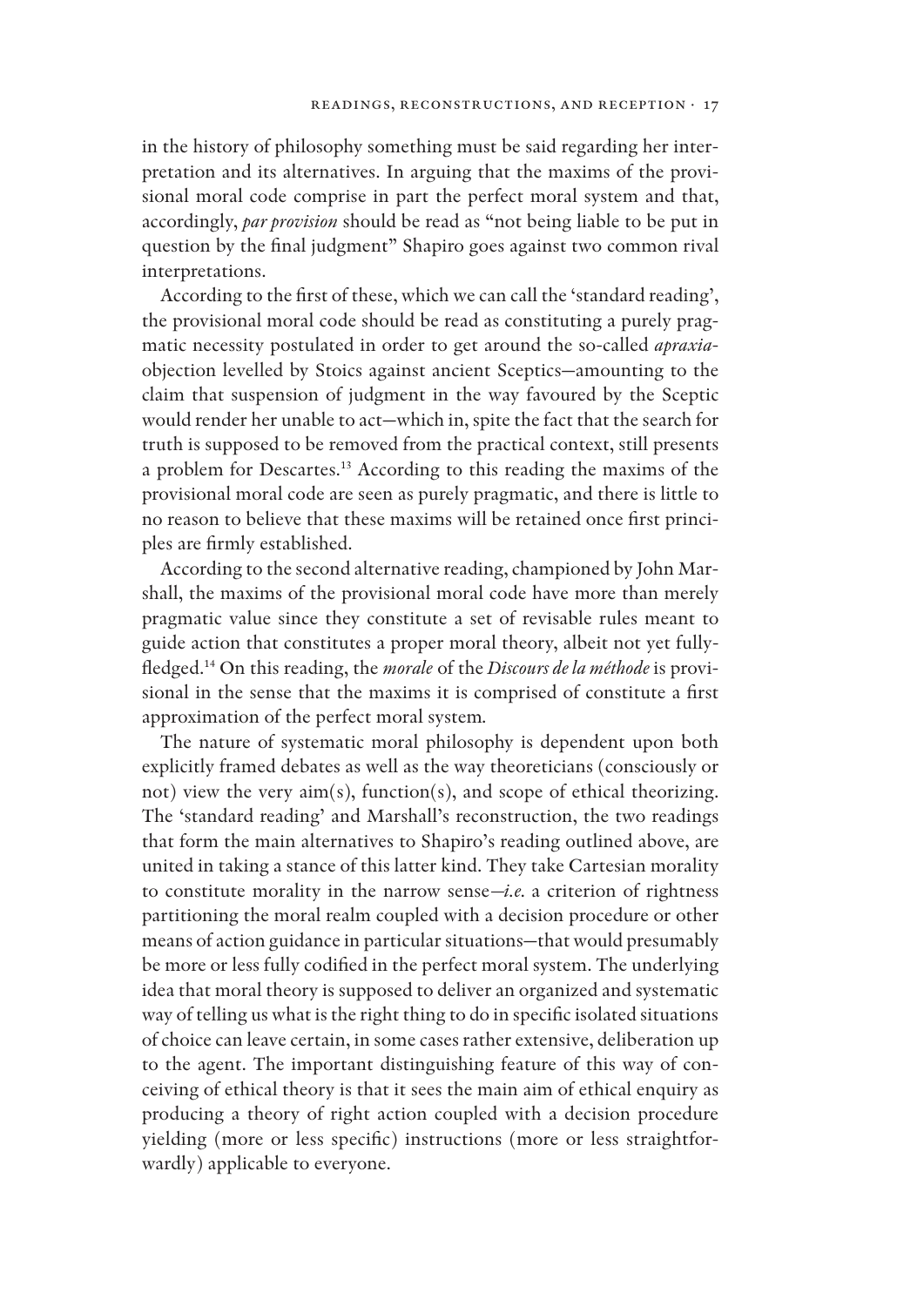in the history of philosophy something must be said regarding her interpretation and its alternatives. In arguing that the maxims of the provisional moral code comprise in part the perfect moral system and that, accordingly, *par provision* should be read as "not being liable to be put in question by the final judgment" Shapiro goes against two common rival interpretations.

According to the first of these, which we can call the 'standard reading', the provisional moral code should be read as constituting a purely pragmatic necessity postulated in order to get around the so-called *apraxia*-objection levelled by Stoics against ancient Sceptics—amounting to the claim that suspension of judgment in the way favoured by the Sceptic would render her unable to act—which in, spite the fact that the search for truth is supposed to be removed from the practical context, still presents a problem for Descartes.[13] According to this reading the maxims of the provisional moral code are seen as purely pragmatic, and there is little to no reason to believe that these maxims will be retained once first principles are firmly established.

According to the second alternative reading, championed by John Marshall, the maxims of the provisional moral code have more than merely pragmatic value since they constitute a set of revisable rules meant to guide action that constitutes a proper moral theory, albeit not yet fully-fledged.[14] On this reading, the *morale* of the *Discours de la méthode* is provisional in the sense that the maxims it is comprised of constitute a first approximation of the perfect moral system.

The nature of systematic moral philosophy is dependent upon both explicitly framed debates as well as the way theoreticians (consciously or not) view the very aim(s), function(s), and scope of ethical theorizing. The 'standard reading' and Marshall's reconstruction, the two readings that form the main alternatives to Shapiro's reading outlined above, are united in taking a stance of this latter kind. They take Cartesian morality to constitute morality in the narrow sense—*i.e.* a criterion of rightness partitioning the moral realm coupled with a decision procedure or other means of action guidance in particular situations—that would presumably be more or less fully codified in the perfect moral system. The underlying idea that moral theory is supposed to deliver an organized and systematic way of telling us what is the right thing to do in specific isolated situations of choice can leave certain, in some cases rather extensive, deliberation up to the agent. The important distinguishing feature of this way of conceiving of ethical theory is that it sees the main aim of ethical enquiry as producing a theory of right action coupled with a decision procedure yielding (more or less specific) instructions (more or less straightforwardly) applicable to everyone.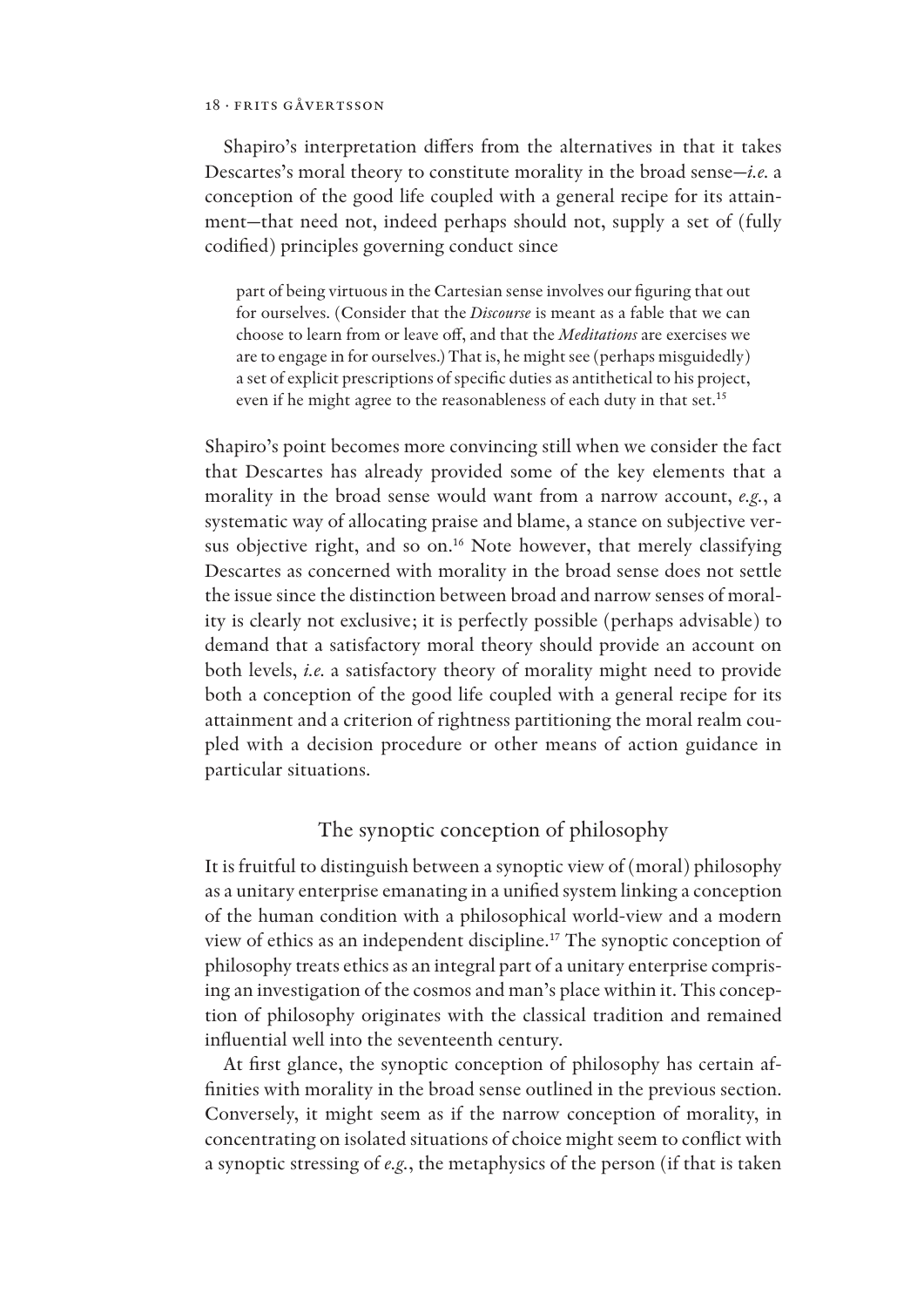Shapiro's interpretation differs from the alternatives in that it takes Descartes's moral theory to constitute morality in the broad sense—*i.e.* a conception of the good life coupled with a general recipe for its attainment—that need not, indeed perhaps should not, supply a set of (fully codified) principles governing conduct since

> part of being virtuous in the Cartesian sense involves our figuring that out for ourselves. (Consider that the *Discourse* is meant as a fable that we can choose to learn from or leave off, and that the *Meditations* are exercises we are to engage in for ourselves.) That is, he might see (perhaps misguidedly) a set of explicit prescriptions of specific duties as antithetical to his project, even if he might agree to the reasonableness of each duty in that set.[15]

Shapiro's point becomes more convincing still when we consider the fact that Descartes has already provided some of the key elements that a morality in the broad sense would want from a narrow account, *e.g.*, a systematic way of allocating praise and blame, a stance on subjective versus objective right, and so on.[16] Note however, that merely classifying Descartes as concerned with morality in the broad sense does not settle the issue since the distinction between broad and narrow senses of morality is clearly not exclusive; it is perfectly possible (perhaps advisable) to demand that a satisfactory moral theory should provide an account on both levels, *i.e.* a satisfactory theory of morality might need to provide both a conception of the good life coupled with a general recipe for its attainment and a criterion of rightness partitioning the moral realm coupled with a decision procedure or other means of action guidance in particular situations.

## The synoptic conception of philosophy

It is fruitful to distinguish between a synoptic view of (moral) philosophy as a unitary enterprise emanating in a unified system linking a conception of the human condition with a philosophical world-view and a modern view of ethics as an independent discipline.[17] The synoptic conception of philosophy treats ethics as an integral part of a unitary enterprise comprising an investigation of the cosmos and man's place within it. This conception of philosophy originates with the classical tradition and remained influential well into the seventeenth century.

At first glance, the synoptic conception of philosophy has certain affinities with morality in the broad sense outlined in the previous section. Conversely, it might seem as if the narrow conception of morality, in concentrating on isolated situations of choice might seem to conflict with a synoptic stressing of *e.g.*, the metaphysics of the person (if that is taken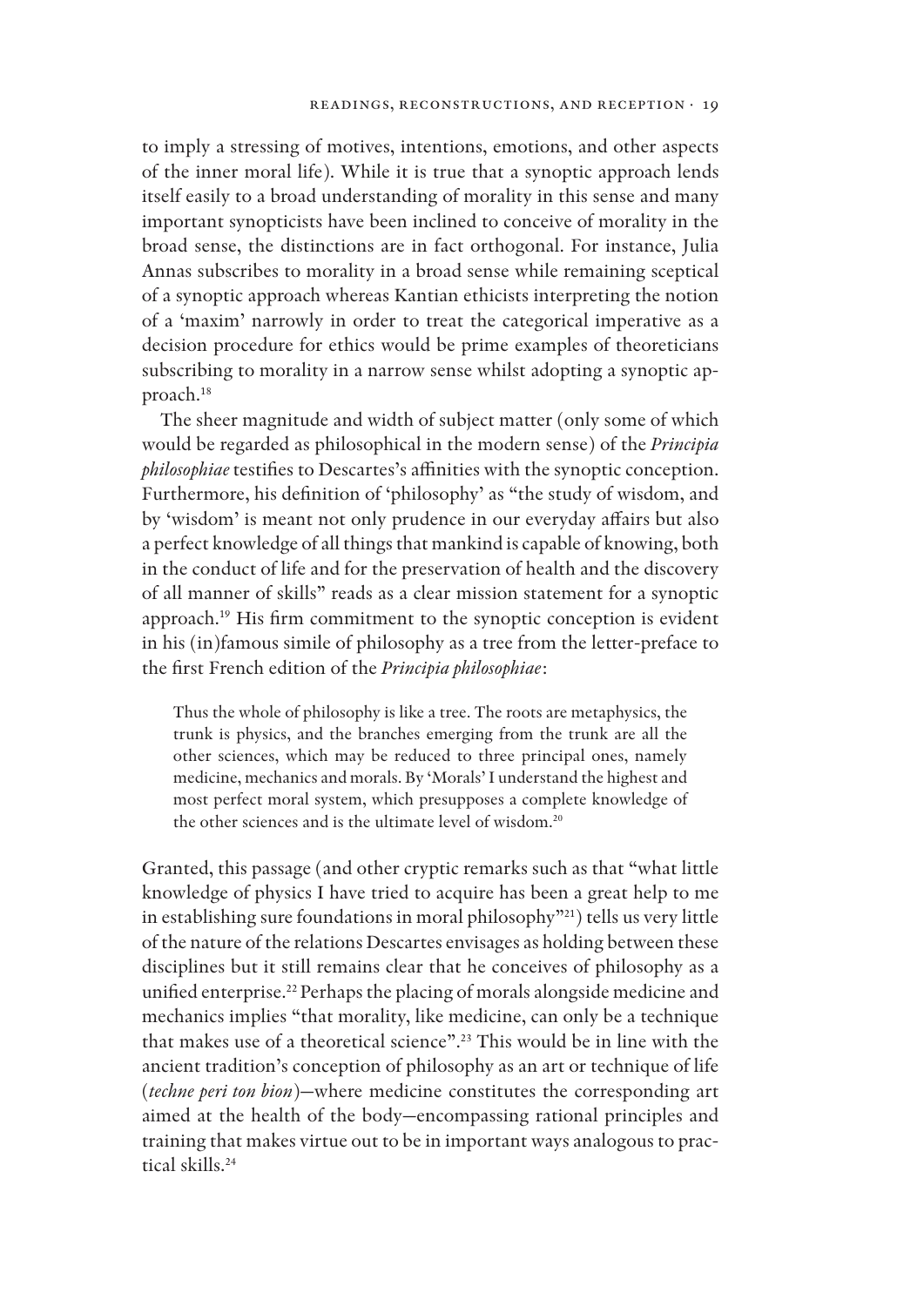to imply a stressing of motives, intentions, emotions, and other aspects of the inner moral life). While it is true that a synoptic approach lends itself easily to a broad understanding of morality in this sense and many important synopticists have been inclined to conceive of morality in the broad sense, the distinctions are in fact orthogonal. For instance, Julia Annas subscribes to morality in a broad sense while remaining sceptical of a synoptic approach whereas Kantian ethicists interpreting the notion of a 'maxim' narrowly in order to treat the categorical imperative as a decision procedure for ethics would be prime examples of theoreticians subscribing to morality in a narrow sense whilst adopting a synoptic approach.[18]

The sheer magnitude and width of subject matter (only some of which would be regarded as philosophical in the modern sense) of the *Principia philosophiae* testifies to Descartes's affinities with the synoptic conception. Furthermore, his definition of 'philosophy' as "the study of wisdom, and by 'wisdom' is meant not only prudence in our everyday affairs but also a perfect knowledge of all things that mankind is capable of knowing, both in the conduct of life and for the preservation of health and the discovery of all manner of skills" reads as a clear mission statement for a synoptic approach.[19] His firm commitment to the synoptic conception is evident in his (in)famous simile of philosophy as a tree from the letter-preface to the first French edition of the *Principia philosophiae*:

> Thus the whole of philosophy is like a tree. The roots are metaphysics, the trunk is physics, and the branches emerging from the trunk are all the other sciences, which may be reduced to three principal ones, namely medicine, mechanics and morals. By 'Morals' I understand the highest and most perfect moral system, which presupposes a complete knowledge of the other sciences and is the ultimate level of wisdom.[20]

Granted, this passage (and other cryptic remarks such as that "what little knowledge of physics I have tried to acquire has been a great help to me in establishing sure foundations in moral philosophy"[21]) tells us very little of the nature of the relations Descartes envisages as holding between these disciplines but it still remains clear that he conceives of philosophy as a unified enterprise.[22] Perhaps the placing of morals alongside medicine and mechanics implies "that morality, like medicine, can only be a technique that makes use of a theoretical science".[23] This would be in line with the ancient tradition's conception of philosophy as an art or technique of life (*techne peri ton bion*)—where medicine constitutes the corresponding art aimed at the health of the body—encompassing rational principles and training that makes virtue out to be in important ways analogous to practical skills.[24]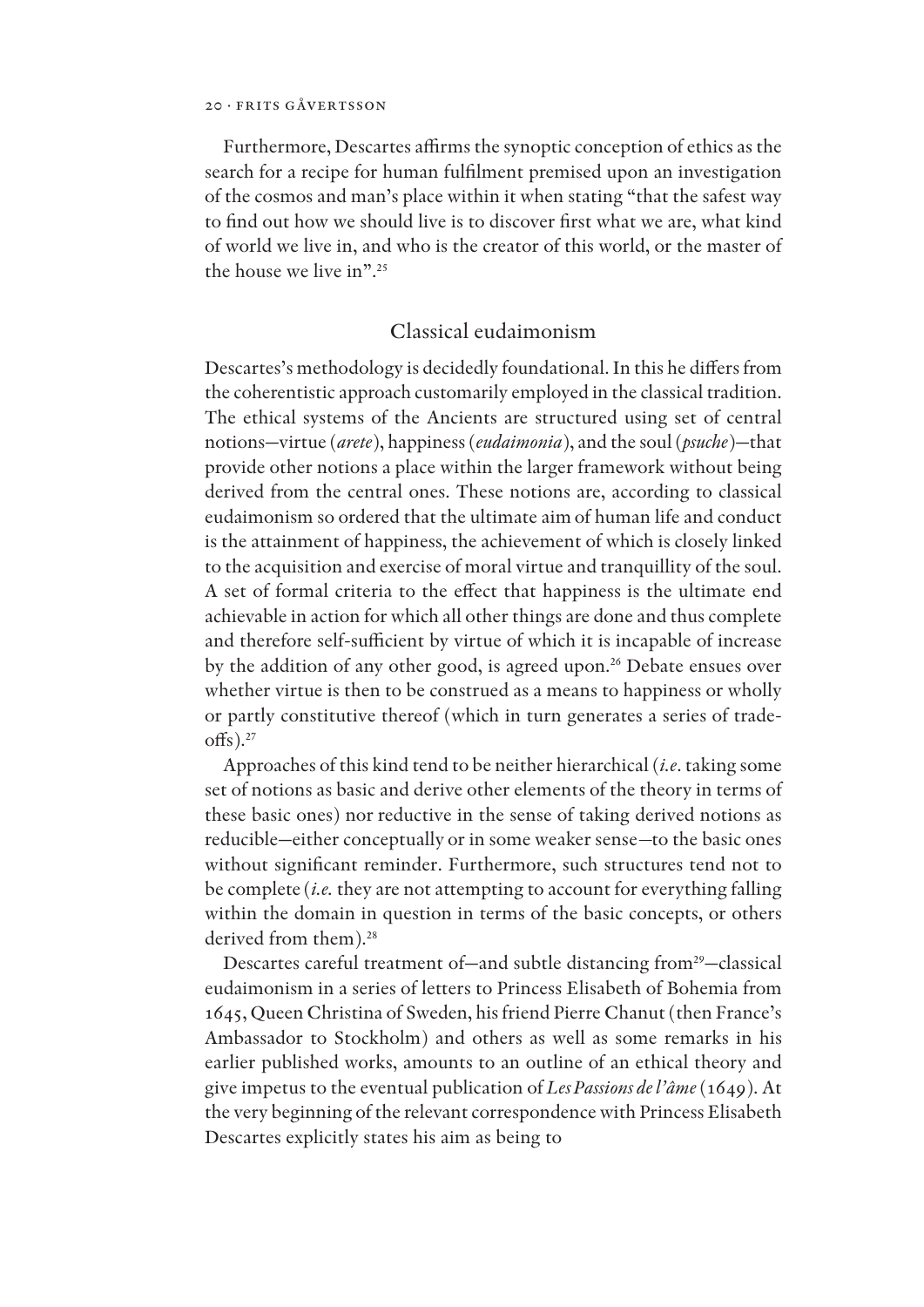Furthermore, Descartes affirms the synoptic conception of ethics as the search for a recipe for human fulfilment premised upon an investigation of the cosmos and man's place within it when stating "that the safest way to find out how we should live is to discover first what we are, what kind of world we live in, and who is the creator of this world, or the master of the house we live in".[25]

## Classical eudaimonism

Descartes's methodology is decidedly foundational. In this he differs from the coherentistic approach customarily employed in the classical tradition. The ethical systems of the Ancients are structured using set of central notions—virtue (*arete*), happiness (*eudaimonia*), and the soul (*psuche*)—that provide other notions a place within the larger framework without being derived from the central ones. These notions are, according to classical eudaimonism so ordered that the ultimate aim of human life and conduct is the attainment of happiness, the achievement of which is closely linked to the acquisition and exercise of moral virtue and tranquillity of the soul. A set of formal criteria to the effect that happiness is the ultimate end achievable in action for which all other things are done and thus complete and therefore self-sufficient by virtue of which it is incapable of increase by the addition of any other good, is agreed upon.[26] Debate ensues over whether virtue is then to be construed as a means to happiness or wholly or partly constitutive thereof (which in turn generates a series of trade-offs).[27]

Approaches of this kind tend to be neither hierarchical (*i.e.* taking some set of notions as basic and derive other elements of the theory in terms of these basic ones) nor reductive in the sense of taking derived notions as reducible—either conceptually or in some weaker sense—to the basic ones without significant reminder. Furthermore, such structures tend not to be complete (*i.e.* they are not attempting to account for everything falling within the domain in question in terms of the basic concepts, or others derived from them).[28]

Descartes careful treatment of—and subtle distancing from[29]—classical eudaimonism in a series of letters to Princess Elisabeth of Bohemia from 1645, Queen Christina of Sweden, his friend Pierre Chanut (then France's Ambassador to Stockholm) and others as well as some remarks in his earlier published works, amounts to an outline of an ethical theory and give impetus to the eventual publication of *Les Passions de l'âme* (1649). At the very beginning of the relevant correspondence with Princess Elisabeth Descartes explicitly states his aim as being to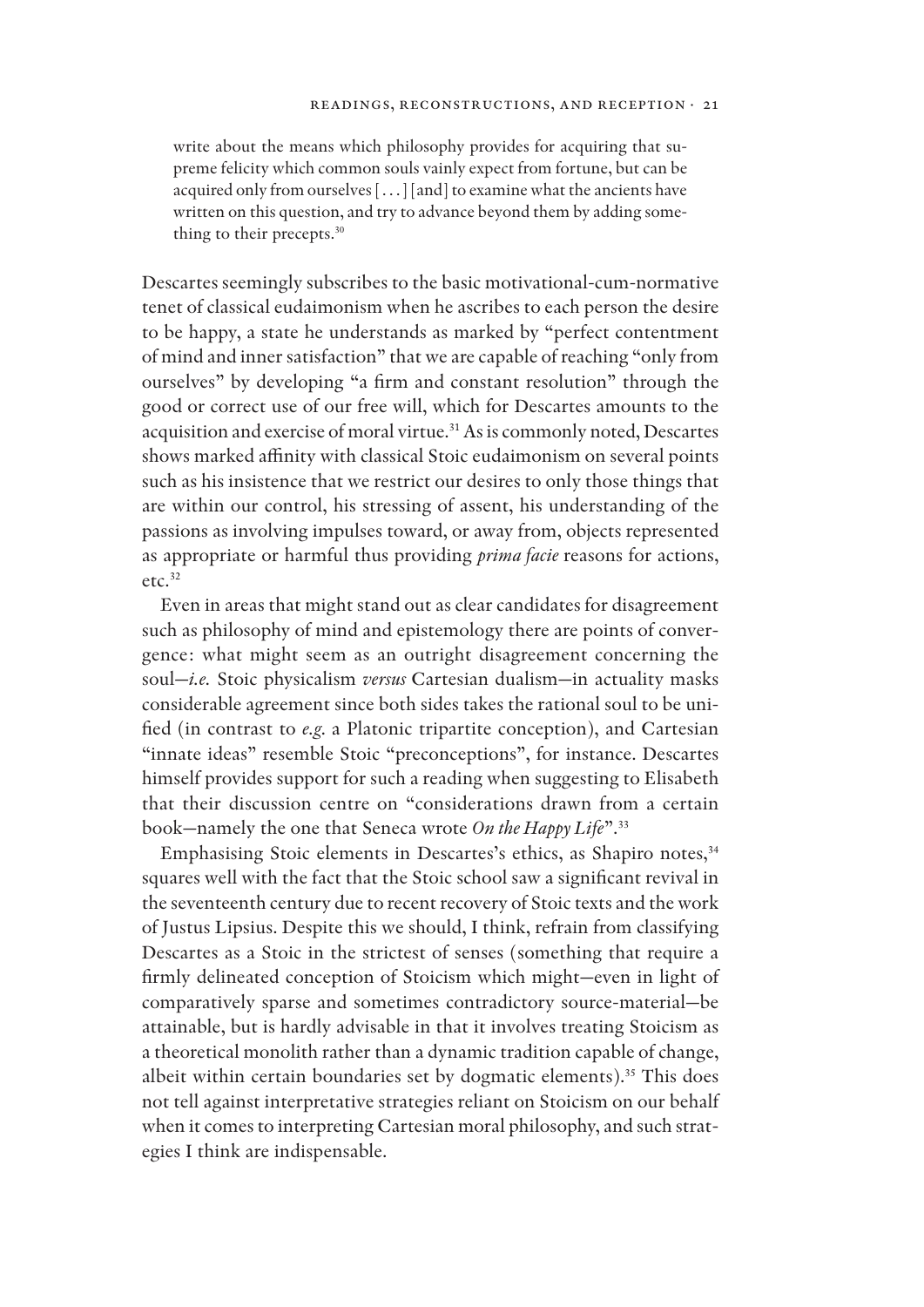> write about the means which philosophy provides for acquiring that supreme felicity which common souls vainly expect from fortune, but can be acquired only from ourselves [. . .] [and] to examine what the ancients have written on this question, and try to advance beyond them by adding something to their precepts.[30]

Descartes seemingly subscribes to the basic motivational-cum-normative tenet of classical eudaimonism when he ascribes to each person the desire to be happy, a state he understands as marked by "perfect contentment of mind and inner satisfaction" that we are capable of reaching "only from ourselves" by developing "a firm and constant resolution" through the good or correct use of our free will, which for Descartes amounts to the acquisition and exercise of moral virtue.[31] As is commonly noted, Descartes shows marked affinity with classical Stoic eudaimonism on several points such as his insistence that we restrict our desires to only those things that are within our control, his stressing of assent, his understanding of the passions as involving impulses toward, or away from, objects represented as appropriate or harmful thus providing *prima facie* reasons for actions, etc.[32]

Even in areas that might stand out as clear candidates for disagreement such as philosophy of mind and epistemology there are points of convergence: what might seem as an outright disagreement concerning the soul—*i.e.* Stoic physicalism *versus* Cartesian dualism—in actuality masks considerable agreement since both sides takes the rational soul to be unified (in contrast to *e.g.* a Platonic tripartite conception), and Cartesian "innate ideas" resemble Stoic "preconceptions", for instance. Descartes himself provides support for such a reading when suggesting to Elisabeth that their discussion centre on "considerations drawn from a certain book—namely the one that Seneca wrote *On the Happy Life*".[33]

Emphasising Stoic elements in Descartes's ethics, as Shapiro notes,[34] squares well with the fact that the Stoic school saw a significant revival in the seventeenth century due to recent recovery of Stoic texts and the work of Justus Lipsius. Despite this we should, I think, refrain from classifying Descartes as a Stoic in the strictest of senses (something that require a firmly delineated conception of Stoicism which might—even in light of comparatively sparse and sometimes contradictory source-material—be attainable, but is hardly advisable in that it involves treating Stoicism as a theoretical monolith rather than a dynamic tradition capable of change, albeit within certain boundaries set by dogmatic elements).[35] This does not tell against interpretative strategies reliant on Stoicism on our behalf when it comes to interpreting Cartesian moral philosophy, and such strategies I think are indispensable.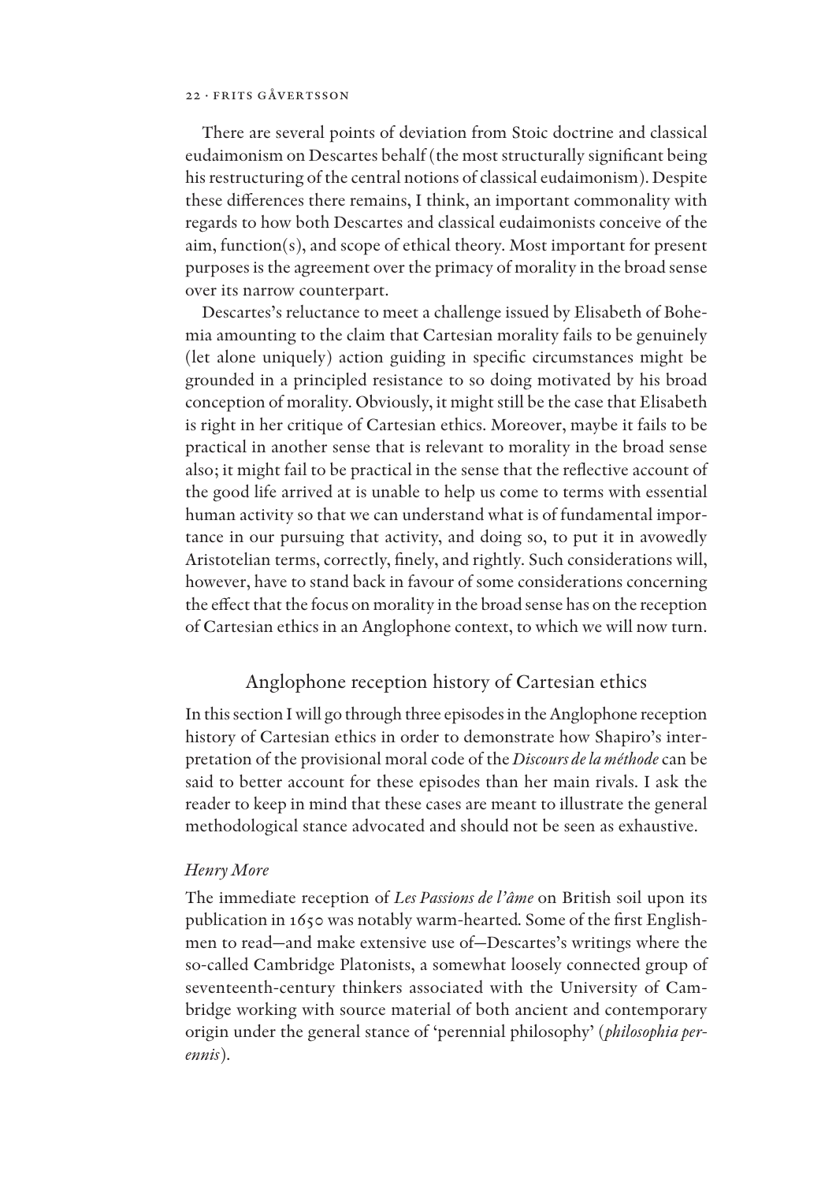There are several points of deviation from Stoic doctrine and classical eudaimonism on Descartes behalf (the most structurally significant being his restructuring of the central notions of classical eudaimonism). Despite these differences there remains, I think, an important commonality with regards to how both Descartes and classical eudaimonists conceive of the aim, function(s), and scope of ethical theory. Most important for present purposes is the agreement over the primacy of morality in the broad sense over its narrow counterpart.

Descartes's reluctance to meet a challenge issued by Elisabeth of Bohemia amounting to the claim that Cartesian morality fails to be genuinely (let alone uniquely) action guiding in specific circumstances might be grounded in a principled resistance to so doing motivated by his broad conception of morality. Obviously, it might still be the case that Elisabeth is right in her critique of Cartesian ethics. Moreover, maybe it fails to be practical in another sense that is relevant to morality in the broad sense also; it might fail to be practical in the sense that the reflective account of the good life arrived at is unable to help us come to terms with essential human activity so that we can understand what is of fundamental importance in our pursuing that activity, and doing so, to put it in avowedly Aristotelian terms, correctly, finely, and rightly. Such considerations will, however, have to stand back in favour of some considerations concerning the effect that the focus on morality in the broad sense has on the reception of Cartesian ethics in an Anglophone context, to which we will now turn.

## Anglophone reception history of Cartesian ethics

In this section I will go through three episodes in the Anglophone reception history of Cartesian ethics in order to demonstrate how Shapiro's interpretation of the provisional moral code of the *Discours de la méthode* can be said to better account for these episodes than her main rivals. I ask the reader to keep in mind that these cases are meant to illustrate the general methodological stance advocated and should not be seen as exhaustive.

### *Henry More*

The immediate reception of *Les Passions de l'âme* on British soil upon its publication in 1650 was notably warm-hearted. Some of the first Englishmen to read—and make extensive use of—Descartes's writings where the so-called Cambridge Platonists, a somewhat loosely connected group of seventeenth-century thinkers associated with the University of Cambridge working with source material of both ancient and contemporary origin under the general stance of 'perennial philosophy' (*philosophia perennis*).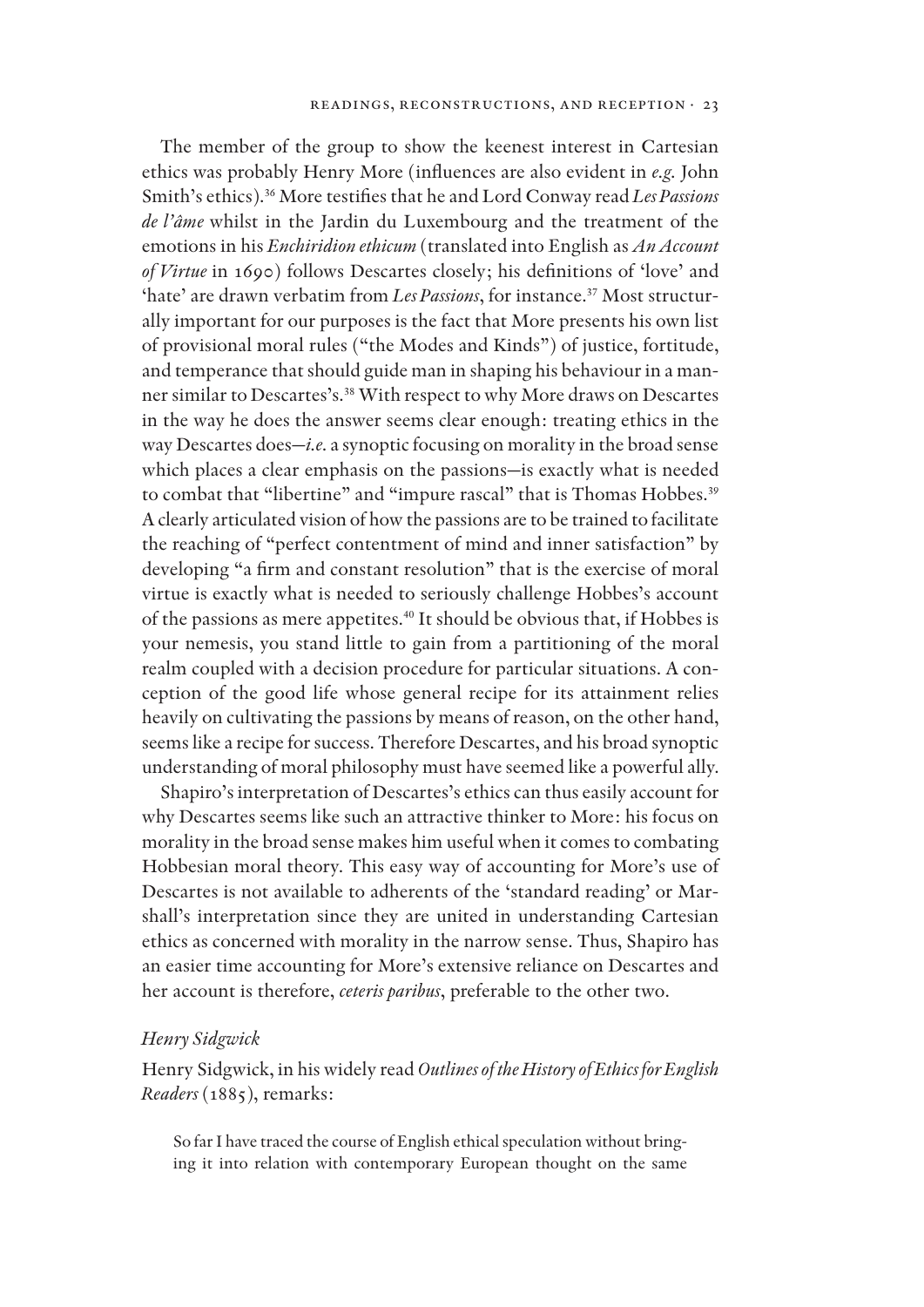The member of the group to show the keenest interest in Cartesian ethics was probably Henry More (influences are also evident in *e.g.* John Smith's ethics).[36] More testifies that he and Lord Conway read *Les Passions de l'âme* whilst in the Jardin du Luxembourg and the treatment of the emotions in his *Enchiridion ethicum* (translated into English as *An Account of Virtue* in 1690) follows Descartes closely; his definitions of 'love' and 'hate' are drawn verbatim from *Les Passions*, for instance.[37] Most structurally important for our purposes is the fact that More presents his own list of provisional moral rules ("the Modes and Kinds") of justice, fortitude, and temperance that should guide man in shaping his behaviour in a manner similar to Descartes's.[38] With respect to why More draws on Descartes in the way he does the answer seems clear enough: treating ethics in the way Descartes does—*i.e.* a synoptic focusing on morality in the broad sense which places a clear emphasis on the passions—is exactly what is needed to combat that "libertine" and "impure rascal" that is Thomas Hobbes.[39] A clearly articulated vision of how the passions are to be trained to facilitate the reaching of "perfect contentment of mind and inner satisfaction" by developing "a firm and constant resolution" that is the exercise of moral virtue is exactly what is needed to seriously challenge Hobbes's account of the passions as mere appetites.[40] It should be obvious that, if Hobbes is your nemesis, you stand little to gain from a partitioning of the moral realm coupled with a decision procedure for particular situations. A conception of the good life whose general recipe for its attainment relies heavily on cultivating the passions by means of reason, on the other hand, seems like a recipe for success. Therefore Descartes, and his broad synoptic understanding of moral philosophy must have seemed like a powerful ally.

Shapiro's interpretation of Descartes's ethics can thus easily account for why Descartes seems like such an attractive thinker to More: his focus on morality in the broad sense makes him useful when it comes to combating Hobbesian moral theory. This easy way of accounting for More's use of Descartes is not available to adherents of the 'standard reading' or Marshall's interpretation since they are united in understanding Cartesian ethics as concerned with morality in the narrow sense. Thus, Shapiro has an easier time accounting for More's extensive reliance on Descartes and her account is therefore, *ceteris paribus*, preferable to the other two.

### *Henry Sidgwick*

Henry Sidgwick, in his widely read *Outlines of the History of Ethics for English Readers* (1885), remarks:

> So far I have traced the course of English ethical speculation without bringing it into relation with contemporary European thought on the same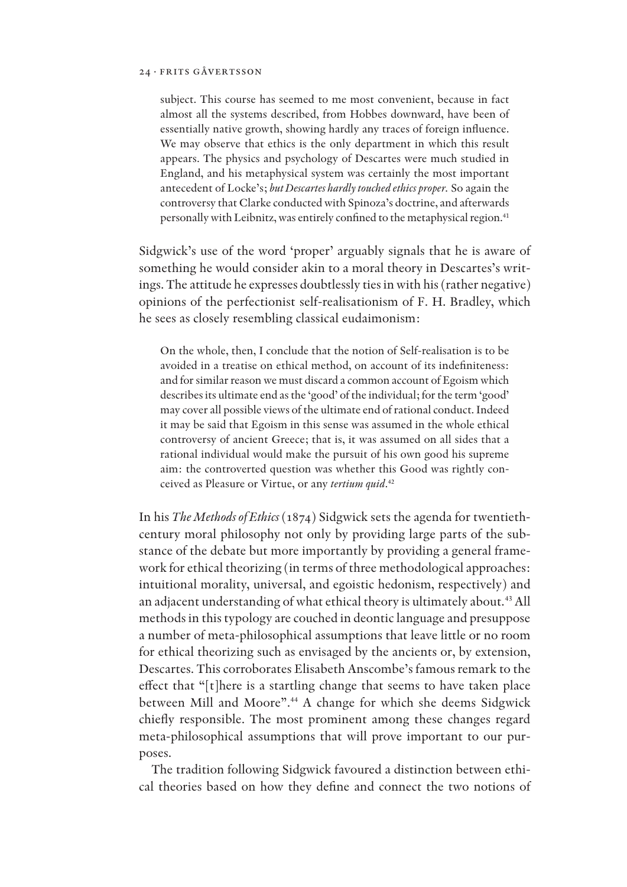> subject. This course has seemed to me most convenient, because in fact almost all the systems described, from Hobbes downward, have been of essentially native growth, showing hardly any traces of foreign influence. We may observe that ethics is the only department in which this result appears. The physics and psychology of Descartes were much studied in England, and his metaphysical system was certainly the most important antecedent of Locke's; *but Descartes hardly touched ethics proper*. So again the controversy that Clarke conducted with Spinoza's doctrine, and afterwards personally with Leibnitz, was entirely confined to the metaphysical region.[41]

Sidgwick's use of the word 'proper' arguably signals that he is aware of something he would consider akin to a moral theory in Descartes's writings. The attitude he expresses doubtlessly ties in with his (rather negative) opinions of the perfectionist self-realisationism of F. H. Bradley, which he sees as closely resembling classical eudaimonism:

> On the whole, then, I conclude that the notion of Self-realisation is to be avoided in a treatise on ethical method, on account of its indefiniteness: and for similar reason we must discard a common account of Egoism which describes its ultimate end as the 'good' of the individual; for the term 'good' may cover all possible views of the ultimate end of rational conduct. Indeed it may be said that Egoism in this sense was assumed in the whole ethical controversy of ancient Greece; that is, it was assumed on all sides that a rational individual would make the pursuit of his own good his supreme aim: the controverted question was whether this Good was rightly conceived as Pleasure or Virtue, or any *tertium quid*.[42]

In his *The Methods of Ethics* (1874) Sidgwick sets the agenda for twentieth-century moral philosophy not only by providing large parts of the substance of the debate but more importantly by providing a general framework for ethical theorizing (in terms of three methodological approaches: intuitional morality, universal, and egoistic hedonism, respectively) and an adjacent understanding of what ethical theory is ultimately about.[43] All methods in this typology are couched in deontic language and presuppose a number of meta-philosophical assumptions that leave little or no room for ethical theorizing such as envisaged by the ancients or, by extension, Descartes. This corroborates Elisabeth Anscombe's famous remark to the effect that "[t]here is a startling change that seems to have taken place between Mill and Moore".[44] A change for which she deems Sidgwick chiefly responsible. The most prominent among these changes regard meta-philosophical assumptions that will prove important to our purposes.

The tradition following Sidgwick favoured a distinction between ethical theories based on how they define and connect the two notions of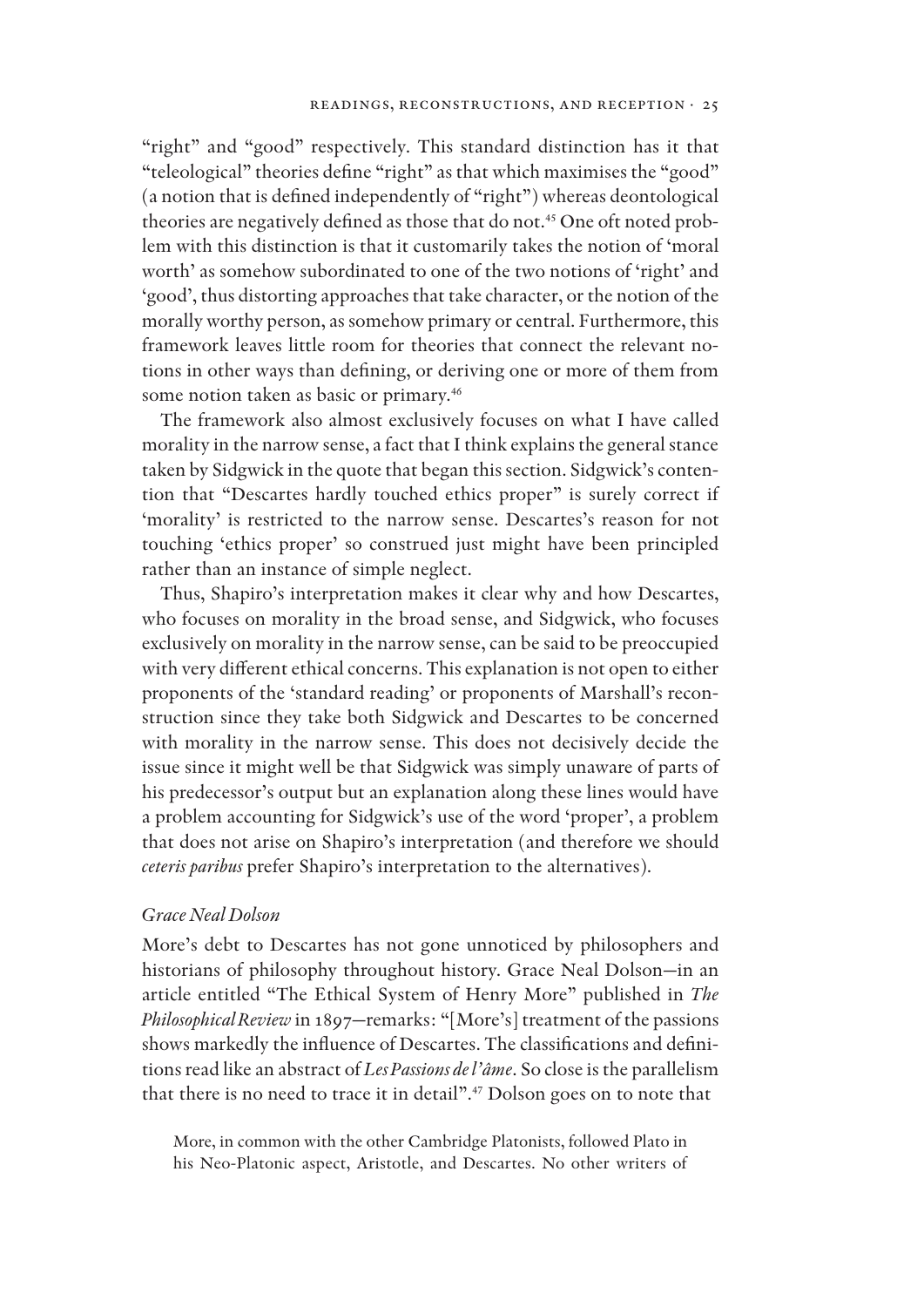"right" and "good" respectively. This standard distinction has it that "teleological" theories define "right" as that which maximises the "good" (a notion that is defined independently of "right") whereas deontological theories are negatively defined as those that do not.[45] One oft noted problem with this distinction is that it customarily takes the notion of 'moral worth' as somehow subordinated to one of the two notions of 'right' and 'good', thus distorting approaches that take character, or the notion of the morally worthy person, as somehow primary or central. Furthermore, this framework leaves little room for theories that connect the relevant notions in other ways than defining, or deriving one or more of them from some notion taken as basic or primary.[46]

The framework also almost exclusively focuses on what I have called morality in the narrow sense, a fact that I think explains the general stance taken by Sidgwick in the quote that began this section. Sidgwick's contention that "Descartes hardly touched ethics proper" is surely correct if 'morality' is restricted to the narrow sense. Descartes's reason for not touching 'ethics proper' so construed just might have been principled rather than an instance of simple neglect.

Thus, Shapiro's interpretation makes it clear why and how Descartes, who focuses on morality in the broad sense, and Sidgwick, who focuses exclusively on morality in the narrow sense, can be said to be preoccupied with very different ethical concerns. This explanation is not open to either proponents of the 'standard reading' or proponents of Marshall's reconstruction since they take both Sidgwick and Descartes to be concerned with morality in the narrow sense. This does not decisively decide the issue since it might well be that Sidgwick was simply unaware of parts of his predecessor's output but an explanation along these lines would have a problem accounting for Sidgwick's use of the word 'proper', a problem that does not arise on Shapiro's interpretation (and therefore we should *ceteris paribus* prefer Shapiro's interpretation to the alternatives).

### *Grace Neal Dolson*

More's debt to Descartes has not gone unnoticed by philosophers and historians of philosophy throughout history. Grace Neal Dolson—in an article entitled "The Ethical System of Henry More" published in *The Philosophical Review* in 1897—remarks: "[More's] treatment of the passions shows markedly the influence of Descartes. The classifications and definitions read like an abstract of *Les Passions de l'âme*. So close is the parallelism that there is no need to trace it in detail".[47] Dolson goes on to note that

> More, in common with the other Cambridge Platonists, followed Plato in his Neo-Platonic aspect, Aristotle, and Descartes. No other writers of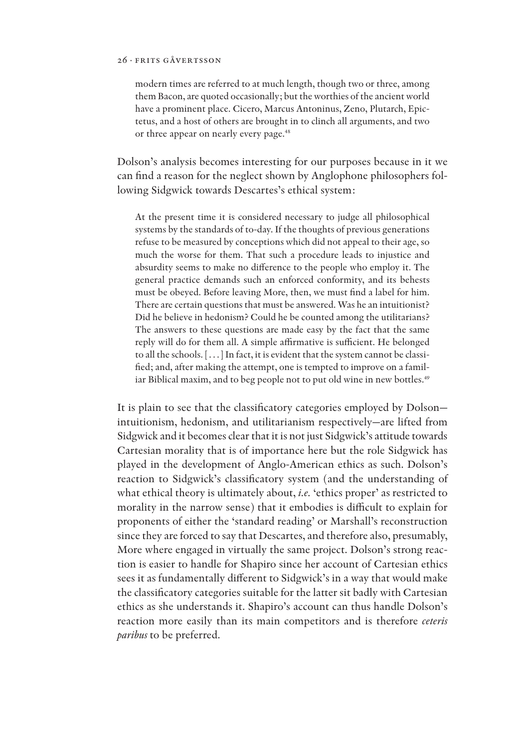> modern times are referred to at much length, though two or three, among them Bacon, are quoted occasionally; but the worthies of the ancient world have a prominent place. Cicero, Marcus Antoninus, Zeno, Plutarch, Epictetus, and a host of others are brought in to clinch all arguments, and two or three appear on nearly every page.[48]

Dolson's analysis becomes interesting for our purposes because in it we can find a reason for the neglect shown by Anglophone philosophers following Sidgwick towards Descartes's ethical system:

> At the present time it is considered necessary to judge all philosophical systems by the standards of to-day. If the thoughts of previous generations refuse to be measured by conceptions which did not appeal to their age, so much the worse for them. That such a procedure leads to injustice and absurdity seems to make no difference to the people who employ it. The general practice demands such an enforced conformity, and its behests must be obeyed. Before leaving More, then, we must find a label for him. There are certain questions that must be answered. Was he an intuitionist? Did he believe in hedonism? Could he be counted among the utilitarians? The answers to these questions are made easy by the fact that the same reply will do for them all. A simple affirmative is sufficient. He belonged to all the schools. [...] In fact, it is evident that the system cannot be classified; and, after making the attempt, one is tempted to improve on a familiar Biblical maxim, and to beg people not to put old wine in new bottles.[49]

It is plain to see that the classificatory categories employed by Dolson—intuitionism, hedonism, and utilitarianism respectively—are lifted from Sidgwick and it becomes clear that it is not just Sidgwick's attitude towards Cartesian morality that is of importance here but the role Sidgwick has played in the development of Anglo-American ethics as such. Dolson's reaction to Sidgwick's classificatory system (and the understanding of what ethical theory is ultimately about, *i.e.* 'ethics proper' as restricted to morality in the narrow sense) that it embodies is difficult to explain for proponents of either the 'standard reading' or Marshall's reconstruction since they are forced to say that Descartes, and therefore also, presumably, More where engaged in virtually the same project. Dolson's strong reaction is easier to handle for Shapiro since her account of Cartesian ethics sees it as fundamentally different to Sidgwick's in a way that would make the classificatory categories suitable for the latter sit badly with Cartesian ethics as she understands it. Shapiro's account can thus handle Dolson's reaction more easily than its main competitors and is therefore *ceteris paribus* to be preferred.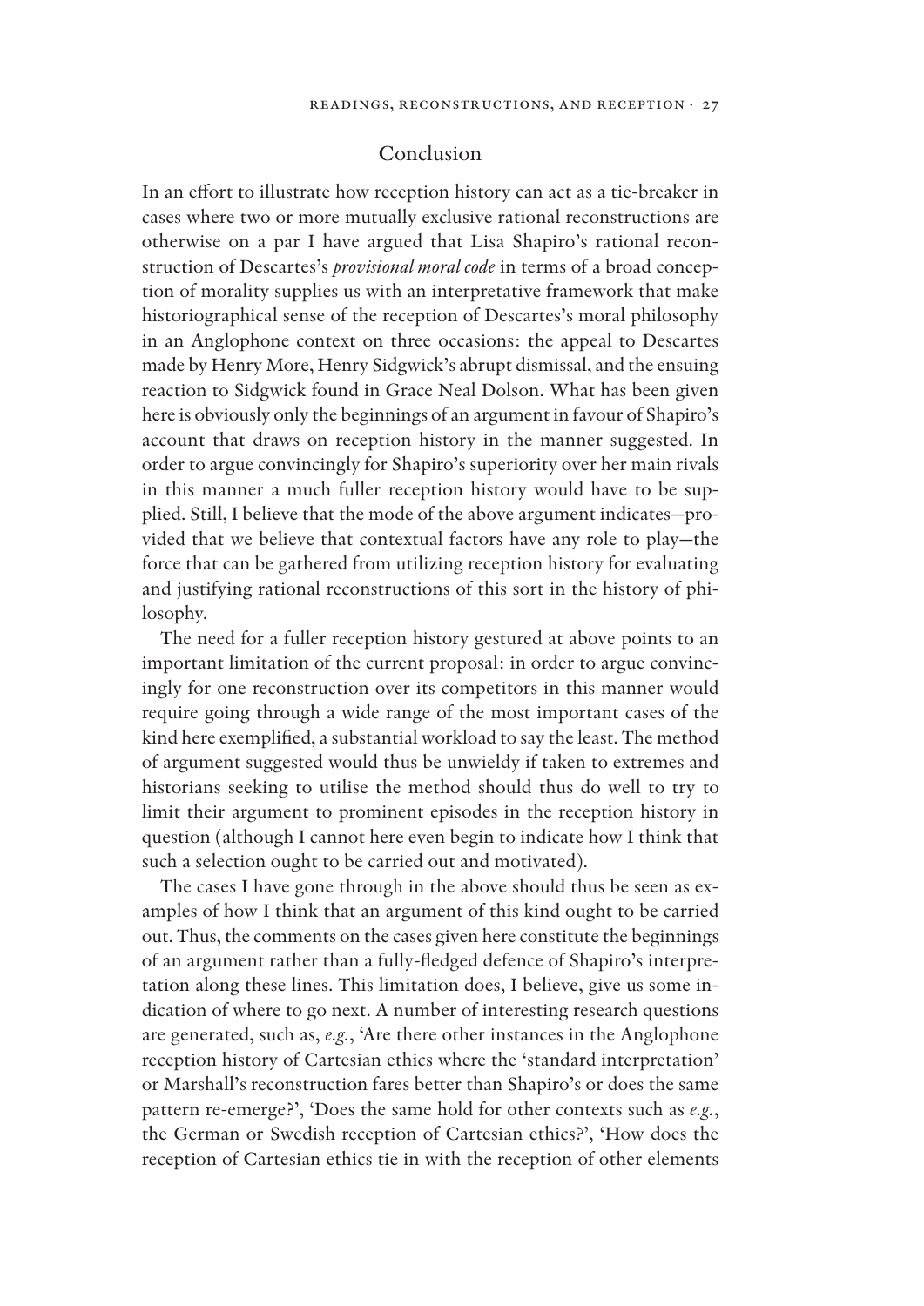## Conclusion

In an effort to illustrate how reception history can act as a tie-breaker in cases where two or more mutually exclusive rational reconstructions are otherwise on a par I have argued that Lisa Shapiro's rational reconstruction of Descartes's *provisional moral code* in terms of a broad conception of morality supplies us with an interpretative framework that make historiographical sense of the reception of Descartes's moral philosophy in an Anglophone context on three occasions: the appeal to Descartes made by Henry More, Henry Sidgwick's abrupt dismissal, and the ensuing reaction to Sidgwick found in Grace Neal Dolson. What has been given here is obviously only the beginnings of an argument in favour of Shapiro's account that draws on reception history in the manner suggested. In order to argue convincingly for Shapiro's superiority over her main rivals in this manner a much fuller reception history would have to be supplied. Still, I believe that the mode of the above argument indicates—provided that we believe that contextual factors have any role to play—the force that can be gathered from utilizing reception history for evaluating and justifying rational reconstructions of this sort in the history of philosophy.

The need for a fuller reception history gestured at above points to an important limitation of the current proposal: in order to argue convincingly for one reconstruction over its competitors in this manner would require going through a wide range of the most important cases of the kind here exemplified, a substantial workload to say the least. The method of argument suggested would thus be unwieldy if taken to extremes and historians seeking to utilise the method should thus do well to try to limit their argument to prominent episodes in the reception history in question (although I cannot here even begin to indicate how I think that such a selection ought to be carried out and motivated).

The cases I have gone through in the above should thus be seen as examples of how I think that an argument of this kind ought to be carried out. Thus, the comments on the cases given here constitute the beginnings of an argument rather than a fully-fledged defence of Shapiro's interpretation along these lines. This limitation does, I believe, give us some indication of where to go next. A number of interesting research questions are generated, such as, *e.g.*, 'Are there other instances in the Anglophone reception history of Cartesian ethics where the 'standard interpretation' or Marshall's reconstruction fares better than Shapiro's or does the same pattern re-emerge?', 'Does the same hold for other contexts such as *e.g.*, the German or Swedish reception of Cartesian ethics?', 'How does the reception of Cartesian ethics tie in with the reception of other elements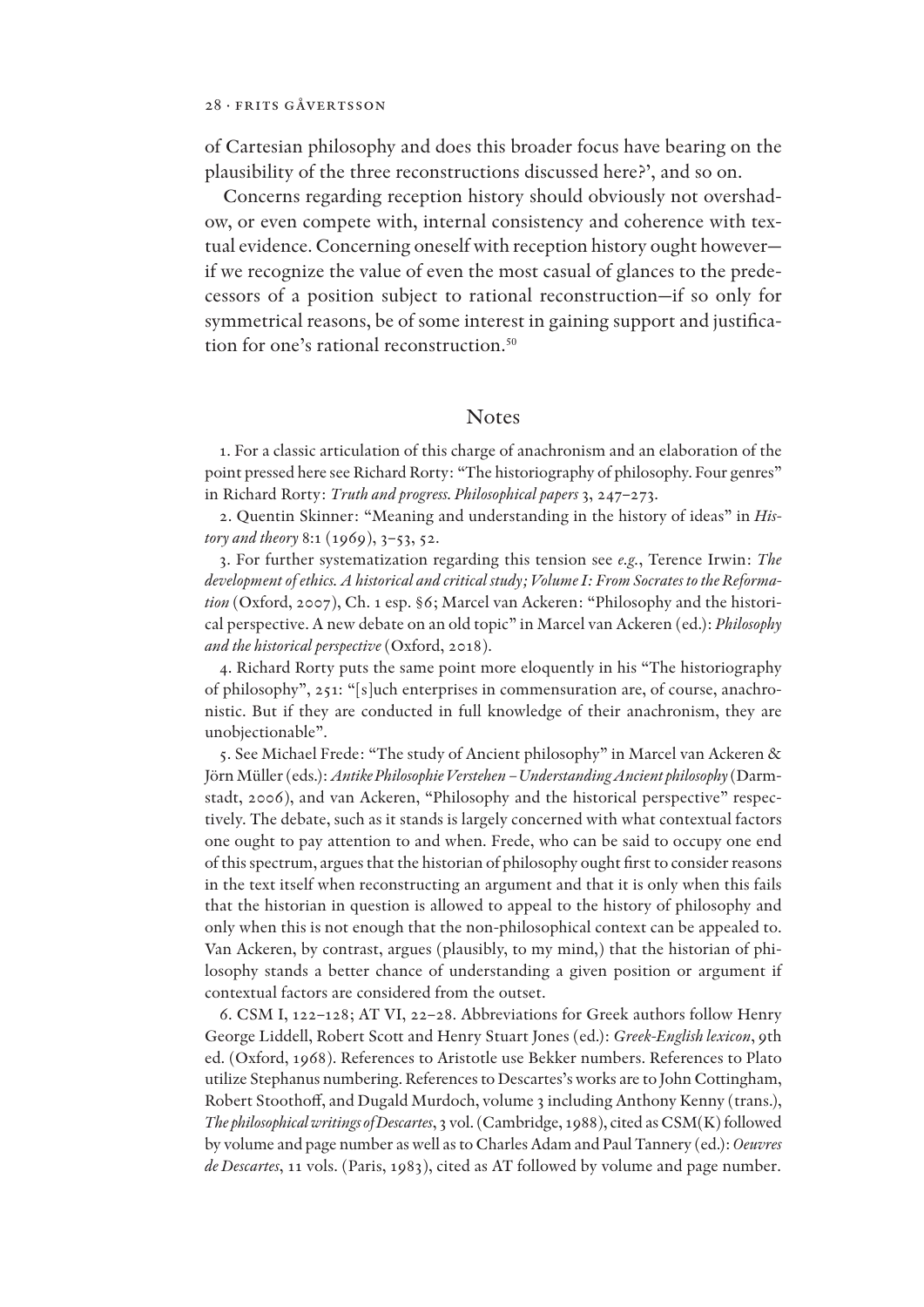of Cartesian philosophy and does this broader focus have bearing on the plausibility of the three reconstructions discussed here?', and so on.

Concerns regarding reception history should obviously not overshadow, or even compete with, internal consistency and coherence with textual evidence. Concerning oneself with reception history ought however—if we recognize the value of even the most casual of glances to the predecessors of a position subject to rational reconstruction—if so only for symmetrical reasons, be of some interest in gaining support and justification for one's rational reconstruction.[50]

## Notes

1. For a classic articulation of this charge of anachronism and an elaboration of the point pressed here see Richard Rorty: "The historiography of philosophy. Four genres" in Richard Rorty: *Truth and progress. Philosophical papers* 3, 247–273.

2. Quentin Skinner: "Meaning and understanding in the history of ideas" in *History and theory* 8:1 (1969), 3–53, 52.

3. For further systematization regarding this tension see *e.g.*, Terence Irwin: *The development of ethics. A historical and critical study; Volume I: From Socrates to the Reformation* (Oxford, 2007), Ch. 1 esp. §6; Marcel van Ackeren: "Philosophy and the historical perspective. A new debate on an old topic" in Marcel van Ackeren (ed.): *Philosophy and the historical perspective* (Oxford, 2018).

4. Richard Rorty puts the same point more eloquently in his "The historiography of philosophy", 251: "[s]uch enterprises in commensuration are, of course, anachronistic. But if they are conducted in full knowledge of their anachronism, they are unobjectionable".

5. See Michael Frede: "The study of Ancient philosophy" in Marcel van Ackeren & Jörn Müller (eds.): *Antike Philosophie Verstehen – Understanding Ancient philosophy* (Darmstadt, 2006), and van Ackeren, "Philosophy and the historical perspective" respectively. The debate, such as it stands is largely concerned with what contextual factors one ought to pay attention to and when. Frede, who can be said to occupy one end of this spectrum, argues that the historian of philosophy ought first to consider reasons in the text itself when reconstructing an argument and that it is only when this fails that the historian in question is allowed to appeal to the history of philosophy and only when this is not enough that the non-philosophical context can be appealed to. Van Ackeren, by contrast, argues (plausibly, to my mind,) that the historian of philosophy stands a better chance of understanding a given position or argument if contextual factors are considered from the outset.

6. CSM I, 122–128; AT VI, 22–28. Abbreviations for Greek authors follow Henry George Liddell, Robert Scott and Henry Stuart Jones (ed.): *Greek-English lexicon*, 9th ed. (Oxford, 1968). References to Aristotle use Bekker numbers. References to Plato utilize Stephanus numbering. References to Descartes's works are to John Cottingham, Robert Stoothoff, and Dugald Murdoch, volume 3 including Anthony Kenny (trans.), *The philosophical writings of Descartes*, 3 vol. (Cambridge, 1988), cited as CSM(K) followed by volume and page number as well as to Charles Adam and Paul Tannery (ed.): *Oeuvres de Descartes*, 11 vols. (Paris, 1983), cited as AT followed by volume and page number.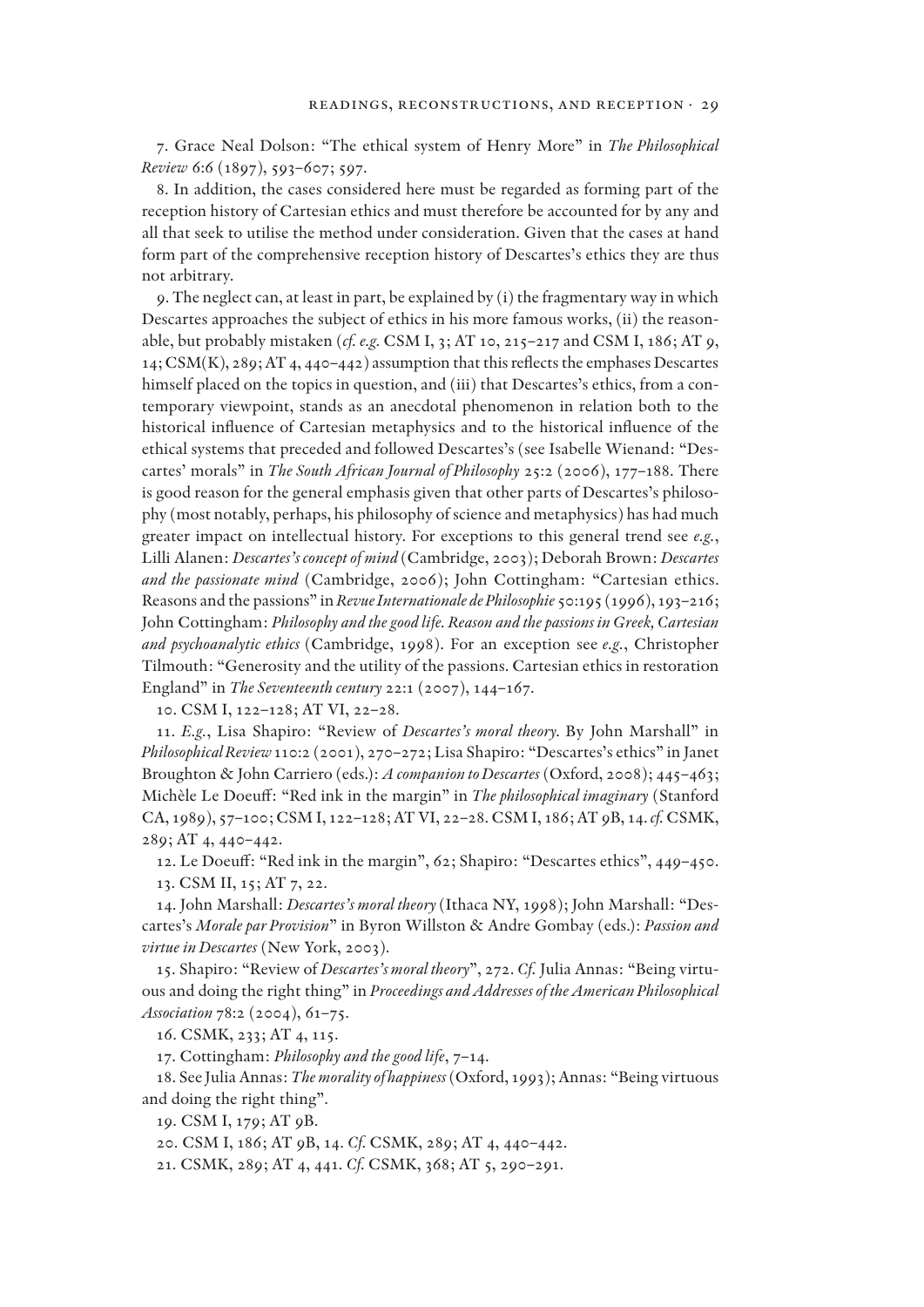7. Grace Neal Dolson: "The ethical system of Henry More" in *The Philosophical Review* 6:6 (1897), 593–607; 597.

8. In addition, the cases considered here must be regarded as forming part of the reception history of Cartesian ethics and must therefore be accounted for by any and all that seek to utilise the method under consideration. Given that the cases at hand form part of the comprehensive reception history of Descartes's ethics they are thus not arbitrary.

9. The neglect can, at least in part, be explained by (i) the fragmentary way in which Descartes approaches the subject of ethics in his more famous works, (ii) the reasonable, but probably mistaken (*cf. e.g.* CSM I, 3; AT 10, 215–217 and CSM I, 186; AT 9, 14; CSM(K), 289; AT 4, 440–442) assumption that this reflects the emphases Descartes himself placed on the topics in question, and (iii) that Descartes's ethics, from a contemporary viewpoint, stands as an anecdotal phenomenon in relation both to the historical influence of Cartesian metaphysics and to the historical influence of the ethical systems that preceded and followed Descartes's (see Isabelle Wienand: "Descartes' morals" in *The South African Journal of Philosophy* 25:2 (2006), 177–188. There is good reason for the general emphasis given that other parts of Descartes's philosophy (most notably, perhaps, his philosophy of science and metaphysics) has had much greater impact on intellectual history. For exceptions to this general trend see *e.g.*, Lilli Alanen: *Descartes's concept of mind* (Cambridge, 2003); Deborah Brown: *Descartes and the passionate mind* (Cambridge, 2006); John Cottingham: "Cartesian ethics. Reasons and the passions" in *Revue Internationale de Philosophie* 50:195 (1996), 193–216; John Cottingham: *Philosophy and the good life. Reason and the passions in Greek, Cartesian and psychoanalytic ethics* (Cambridge, 1998). For an exception see *e.g.*, Christopher Tilmouth: "Generosity and the utility of the passions. Cartesian ethics in restoration England" in *The Seventeenth century* 22:1 (2007), 144–167.

10. CSM I, 122–128; AT VI, 22–28.

11. *E.g.*, Lisa Shapiro: "Review of *Descartes's moral theory*. By John Marshall" in *Philosophical Review* 110:2 (2001), 270–272; Lisa Shapiro: "Descartes's ethics" in Janet Broughton & John Carriero (eds.): *A companion to Descartes* (Oxford, 2008); 445–463; Michèle Le Doeuff: "Red ink in the margin" in *The philosophical imaginary* (Stanford CA, 1989), 57–100; CSM I, 122–128; AT VI, 22–28. CSM I, 186; AT 9B, 14. *cf.* CSMK, 289; AT 4, 440–442.

12. Le Doeuff: "Red ink in the margin", 62; Shapiro: "Descartes ethics", 449–450.

13. CSM II, 15; AT 7, 22.

14. John Marshall: *Descartes's moral theory* (Ithaca NY, 1998); John Marshall: "Descartes's *Morale par Provision*" in Byron Willston & Andre Gombay (eds.): *Passion and virtue in Descartes* (New York, 2003).

15. Shapiro: "Review of *Descartes's moral theory*", 272. *Cf.* Julia Annas: "Being virtuous and doing the right thing" in *Proceedings and Addresses of the American Philosophical Association* 78:2 (2004), 61–75.

16. CSMK, 233; AT 4, 115.

17. Cottingham: *Philosophy and the good life*, 7–14.

18. See Julia Annas: *The morality of happiness* (Oxford, 1993); Annas: "Being virtuous and doing the right thing".

19. CSM I, 179; AT 9B.

20. CSM I, 186; AT 9B, 14. *Cf.* CSMK, 289; AT 4, 440–442.

21. CSMK, 289; AT 4, 441. *Cf.* CSMK, 368; AT 5, 290–291.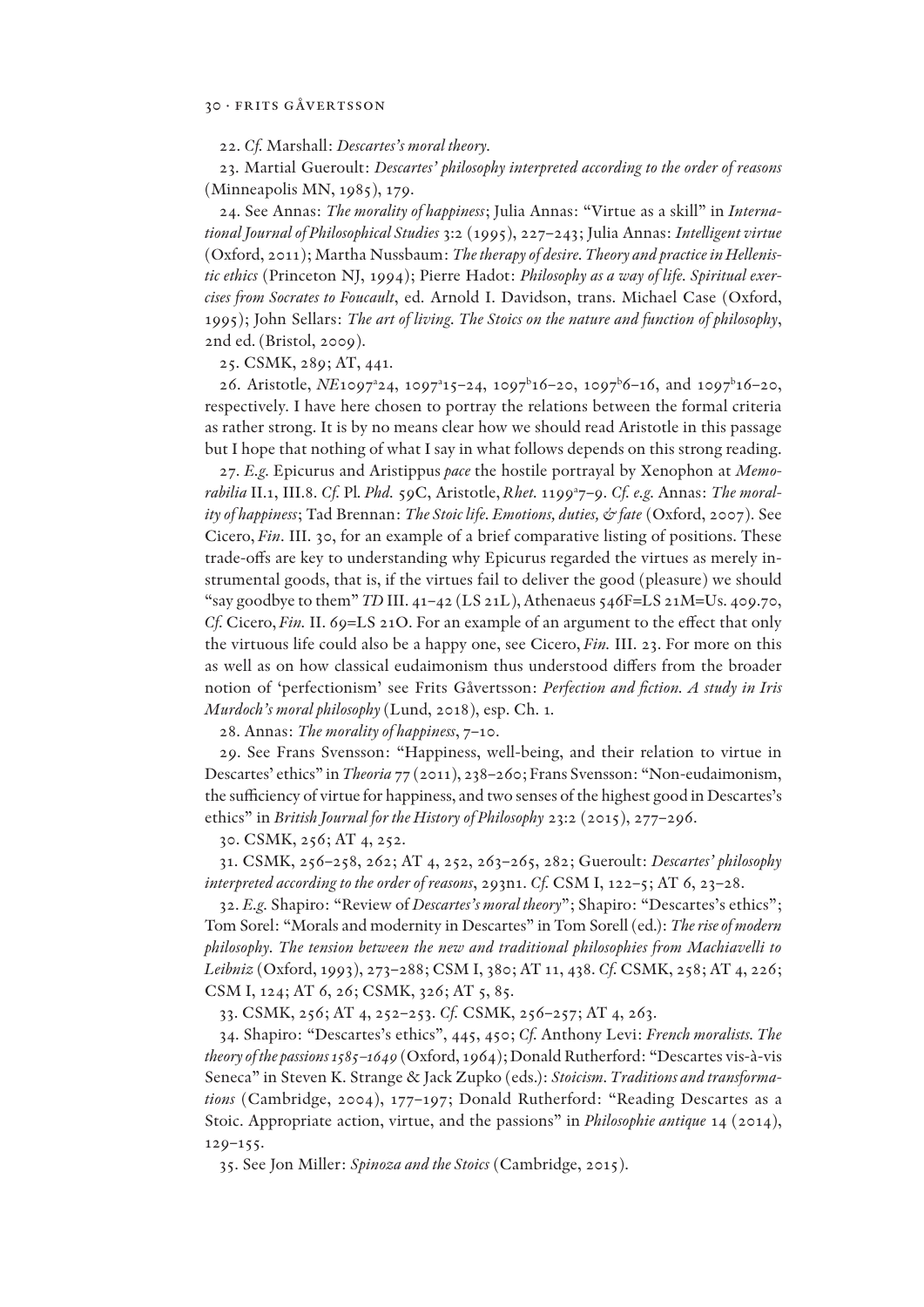22. *Cf.* Marshall: *Descartes's moral theory.*

23. Martial Gueroult: *Descartes' philosophy interpreted according to the order of reasons* (Minneapolis MN, 1985), 179.

24. See Annas: *The morality of happiness*; Julia Annas: "Virtue as a skill" in *International Journal of Philosophical Studies* 3:2 (1995), 227–243; Julia Annas: *Intelligent virtue* (Oxford, 2011); Martha Nussbaum: *The therapy of desire. Theory and practice in Hellenistic ethics* (Princeton NJ, 1994); Pierre Hadot: *Philosophy as a way of life. Spiritual exercises from Socrates to Foucault*, ed. Arnold I. Davidson, trans. Michael Case (Oxford, 1995); John Sellars: *The art of living. The Stoics on the nature and function of philosophy*, 2nd ed. (Bristol, 2009).

25. CSMK, 289; AT, 441.

26. Aristotle, *NE* 1097a24, 1097a15–24, 1097b16–20, 1097b6–16, and 1097b16–20, respectively. I have here chosen to portray the relations between the formal criteria as rather strong. It is by no means clear how we should read Aristotle in this passage but I hope that nothing of what I say in what follows depends on this strong reading.

27. *E.g.* Epicurus and Aristippus *pace* the hostile portrayal by Xenophon at *Memorabilia* II.1, III.8. *Cf.* Pl. *Phd.* 59C, Aristotle, *Rhet.* 1199a7–9. *Cf. e.g.* Annas: *The morality of happiness*; Tad Brennan: *The Stoic life. Emotions, duties, & fate* (Oxford, 2007). See Cicero, *Fin*. III. 30, for an example of a brief comparative listing of positions. These trade-offs are key to understanding why Epicurus regarded the virtues as merely instrumental goods, that is, if the virtues fail to deliver the good (pleasure) we should "say goodbye to them" *TD* III. 41–42 (LS 21L), Athenaeus 546F=LS 21M=Us. 409.70, *Cf.* Cicero, *Fin.* II. 69=LS 21O. For an example of an argument to the effect that only the virtuous life could also be a happy one, see Cicero, *Fin.* III. 23. For more on this as well as on how classical eudaimonism thus understood differs from the broader notion of 'perfectionism' see Frits Gåvertsson: *Perfection and fiction. A study in Iris Murdoch's moral philosophy* (Lund, 2018), esp. Ch. 1.

28. Annas: *The morality of happiness*, 7–10.

29. See Frans Svensson: "Happiness, well-being, and their relation to virtue in Descartes' ethics" in *Theoria* 77 (2011), 238–260; Frans Svensson: "Non-eudaimonism, the sufficiency of virtue for happiness, and two senses of the highest good in Descartes's ethics" in *British Journal for the History of Philosophy* 23:2 (2015), 277–296.

30. CSMK, 256; AT 4, 252.

31. CSMK, 256–258, 262; AT 4, 252, 263–265, 282; Gueroult: *Descartes' philosophy interpreted according to the order of reasons*, 293n1. *Cf.* CSM I, 122–5; AT 6, 23–28.

32. *E.g.* Shapiro: "Review of *Descartes's moral theory*"; Shapiro: "Descartes's ethics"; Tom Sorel: "Morals and modernity in Descartes" in Tom Sorell (ed.): *The rise of modern philosophy. The tension between the new and traditional philosophies from Machiavelli to Leibniz* (Oxford, 1993), 273–288; CSM I, 380; AT 11, 438. *Cf.* CSMK, 258; AT 4, 226; CSM I, 124; AT 6, 26; CSMK, 326; AT 5, 85.

33. CSMK, 256; AT 4, 252–253. *Cf.* CSMK, 256–257; AT 4, 263.

34. Shapiro: "Descartes's ethics", 445, 450; *Cf.* Anthony Levi: *French moralists. The theory of the passions 1585–1649* (Oxford, 1964); Donald Rutherford: "Descartes vis-à-vis Seneca" in Steven K. Strange & Jack Zupko (eds.): *Stoicism. Traditions and transformations* (Cambridge, 2004), 177–197; Donald Rutherford: "Reading Descartes as a Stoic. Appropriate action, virtue, and the passions" in *Philosophie antique* 14 (2014), 129–155.

35. See Jon Miller: *Spinoza and the Stoics* (Cambridge, 2015).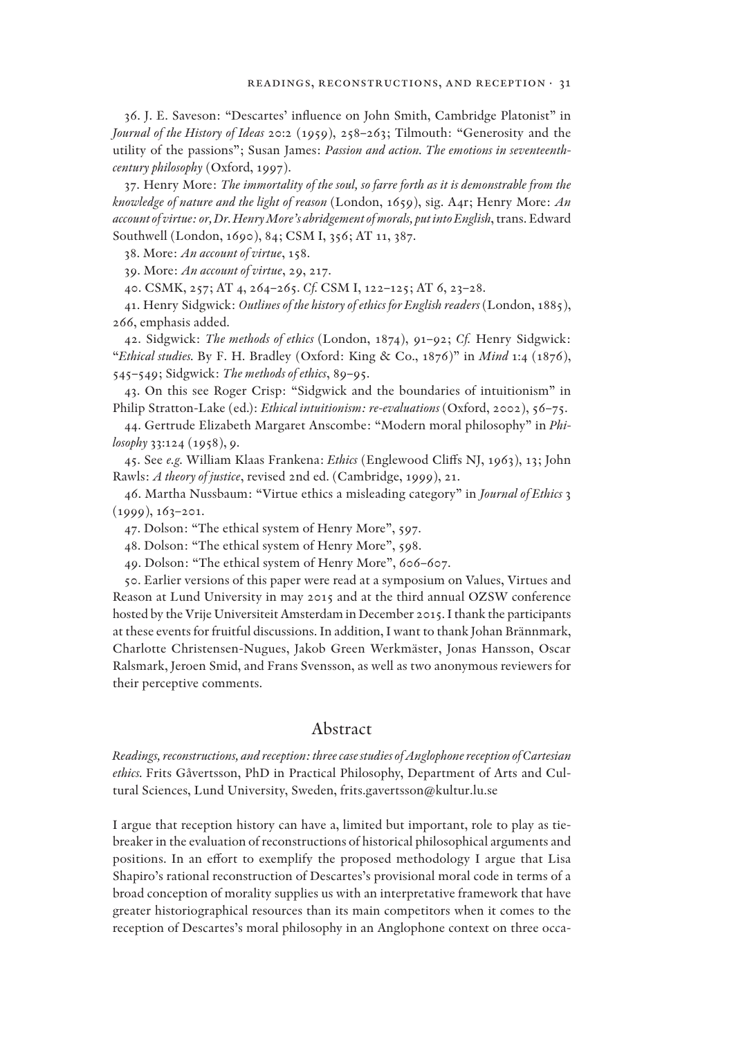36. J. E. Saveson: "Descartes' influence on John Smith, Cambridge Platonist" in *Journal of the History of Ideas* 20:2 (1959), 258–263; Tilmouth: "Generosity and the utility of the passions"; Susan James: *Passion and action. The emotions in seventeenth-century philosophy* (Oxford, 1997).

37. Henry More: *The immortality of the soul, so farre forth as it is demonstrable from the knowledge of nature and the light of reason* (London, 1659), sig. A4r; Henry More: *An account of virtue: or, Dr. Henry More's abridgement of morals, put into English*, trans. Edward Southwell (London, 1690), 84; CSM I, 356; AT 11, 387.

38. More: *An account of virtue*, 158.

39. More: *An account of virtue*, 29, 217.

40. CSMK, 257; AT 4, 264–265. *Cf.* CSM I, 122–125; AT 6, 23–28.

41. Henry Sidgwick: *Outlines of the history of ethics for English readers* (London, 1885), 266, emphasis added.

42. Sidgwick: *The methods of ethics* (London, 1874), 91–92; *Cf.* Henry Sidgwick: "*Ethical studies.* By F. H. Bradley (Oxford: King & Co., 1876)" in *Mind* 1:4 (1876), 545–549; Sidgwick: *The methods of ethics*, 89–95.

43. On this see Roger Crisp: "Sidgwick and the boundaries of intuitionism" in Philip Stratton-Lake (ed.): *Ethical intuitionism: re-evaluations* (Oxford, 2002), 56–75.

44. Gertrude Elizabeth Margaret Anscombe: "Modern moral philosophy" in *Philosophy* 33:124 (1958), 9.

45. See *e.g.* William Klaas Frankena: *Ethics* (Englewood Cliffs NJ, 1963), 13; John Rawls: *A theory of justice*, revised 2nd ed. (Cambridge, 1999), 21.

46. Martha Nussbaum: "Virtue ethics a misleading category" in *Journal of Ethics* 3 (1999), 163–201.

47. Dolson: "The ethical system of Henry More", 597.

48. Dolson: "The ethical system of Henry More", 598.

49. Dolson: "The ethical system of Henry More", 606–607.

50. Earlier versions of this paper were read at a symposium on Values, Virtues and Reason at Lund University in may 2015 and at the third annual OZSW conference hosted by the Vrije Universiteit Amsterdam in December 2015. I thank the participants at these events for fruitful discussions. In addition, I want to thank Johan Brännmark, Charlotte Christensen-Nugues, Jakob Green Werkmäster, Jonas Hansson, Oscar Ralsmark, Jeroen Smid, and Frans Svensson, as well as two anonymous reviewers for their perceptive comments.

## Abstract

*Readings, reconstructions, and reception: three case studies of Anglophone reception of Cartesian ethics.* Frits Gåvertsson, PhD in Practical Philosophy, Department of Arts and Cultural Sciences, Lund University, Sweden, frits.gavertsson@kultur.lu.se

I argue that reception history can have a, limited but important, role to play as tie-breaker in the evaluation of reconstructions of historical philosophical arguments and positions. In an effort to exemplify the proposed methodology I argue that Lisa Shapiro's rational reconstruction of Descartes's provisional moral code in terms of a broad conception of morality supplies us with an interpretative framework that have greater historiographical resources than its main competitors when it comes to the reception of Descartes's moral philosophy in an Anglophone context on three occa-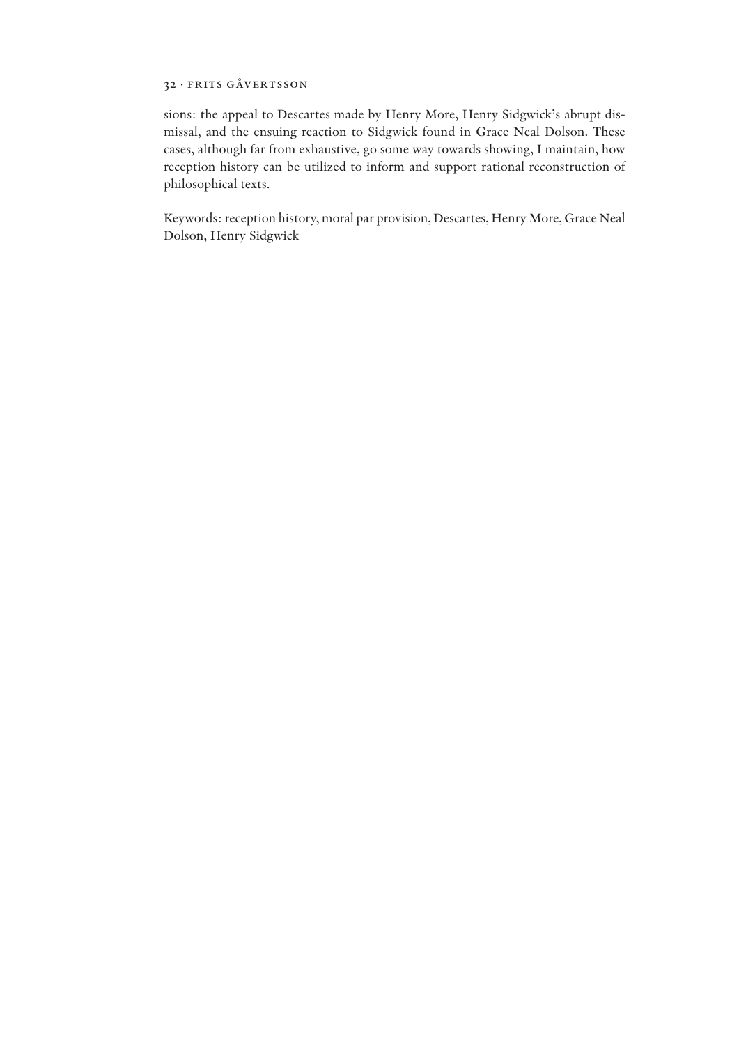sions: the appeal to Descartes made by Henry More, Henry Sidgwick's abrupt dismissal, and the ensuing reaction to Sidgwick found in Grace Neal Dolson. These cases, although far from exhaustive, go some way towards showing, I maintain, how reception history can be utilized to inform and support rational reconstruction of philosophical texts.

Keywords: reception history, moral par provision, Descartes, Henry More, Grace Neal Dolson, Henry Sidgwick